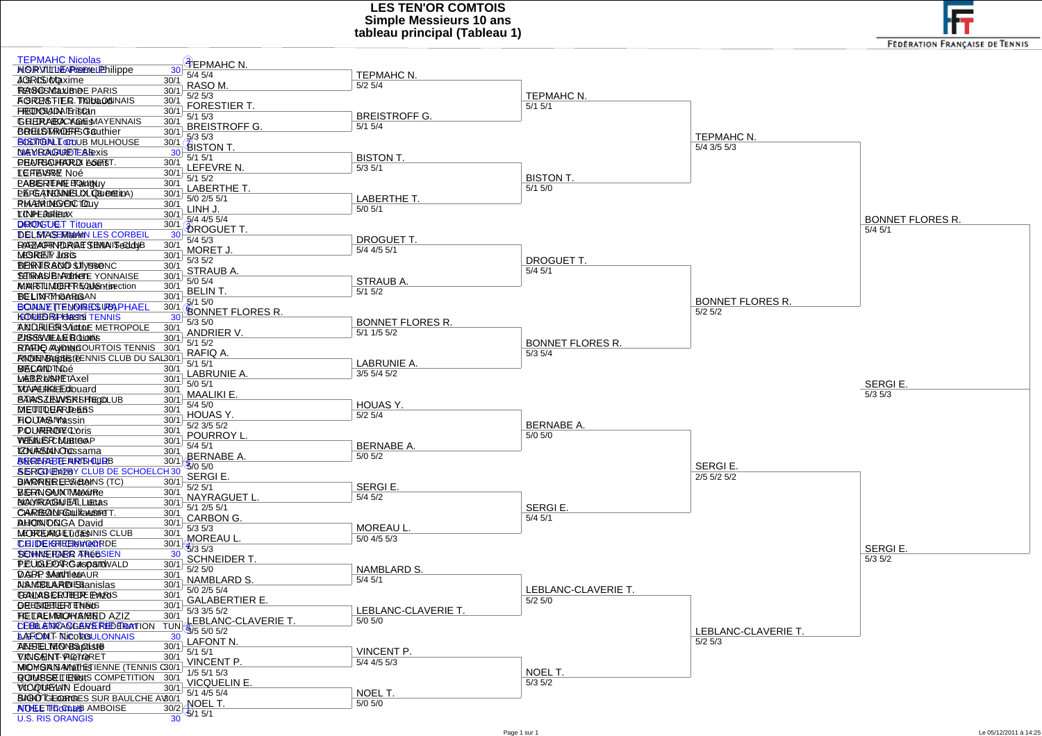# LES TEN'OR COMTOIS

## Simple Messieurs 10 ans

### tableau principal (Tableau 1)

FÉDÉRATION FRANÇAISE DE TENNIS

Le tableau d'entrée (joueurs, clubs et classements) est en grande partie illisible : les textes se superposent. Fragments lisibles : TEPMAHC Nicolas (classé 30) ; U.S. RIS ORANGIS (30).

Les numéros entre parenthèses indiquent les têtes de série.

**Premier tour (qualifiés)**

| Joueur | Score |
|---|---|
| TEPMAHC N. (2) | 5/4 5/4 |
| RASO M. | 5/2 5/3 |
| FORESTIER T. | 5/1 5/3 |
| BREISTROFF G. | 5/3 5/3 |
| BISTON T. (7) | 5/1 5/1 |
| LEFEVRE N. | 5/1 5/2 |
| LABERTHE T. | 5/0 2/5 5/1 |
| LINH J. | 5/4 4/5 5/4 |
| DROGUET T. (3) | 5/4 5/3 |
| MORET J. | 5/3 5/2 |
| STRAUB A. | 5/0 5/4 |
| BELIN T. | 5/1 5/0 |
| BONNET FLORES R. (6) | 5/3 5/0 |
| ANDRIER V. | 5/1 5/2 |
| RAFIQ A. | 5/1 5/1 |
| LABRUNIE A. | 5/0 5/1 |
| MAALIKI E. | 5/4 5/0 |
| HOUAS Y. | 5/2 3/5 5/2 |
| POURROY L. | 5/4 5/1 |
| BERNABE A. | 5/0 5/0 |
| SERGI E. (5) | 5/2 5/1 |
| NAYRAGUET L. | 5/1 2/5 5/1 |
| CARBON G. | 5/3 5/3 |
| MOREAU L. | 5/3 5/3 |
| SCHNEIDER T. (4) | 5/2 5/0 |
| NAMBLARD S. | 5/0 2/5 5/4 |
| GALABERTIER E. | 5/3 3/5 5/2 |
| LEBLANC-CLAVERIE T. | 3/5 5/0 5/2 |
| LAFONT N. (8) | 5/1 5/1 |
| VINCENT P. | 1/5 5/1 5/3 |
| VICQUELIN E. | 5/1 4/5 5/4 |
| NOEL T. (1) | 5/1 5/1 |

**Deuxième tour**

| Joueur | Score |
|---|---|
| TEPMAHC N. | 5/2 5/4 |
| BREISTROFF G. | 5/1 5/4 |
| BISTON T. | 5/3 5/1 |
| LABERTHE T. | 5/0 5/1 |
| DROGUET T. | 5/4 4/5 5/1 |
| STRAUB A. | 5/1 5/2 |
| BONNET FLORES R. | 5/1 1/5 5/2 |
| LABRUNIE A. | 3/5 5/4 5/2 |
| HOUAS Y. | 5/2 5/4 |
| BERNABE A. | 5/0 5/2 |
| SERGI E. | 5/4 5/2 |
| MOREAU L. | 5/0 4/5 5/3 |
| NAMBLARD S. | 5/4 5/1 |
| LEBLANC-CLAVERIE T. | 5/0 5/0 |
| VINCENT P. | 5/4 4/5 5/3 |
| NOEL T. | 5/0 5/0 |

**Huitièmes de finale**

| Joueur | Score |
|---|---|
| TEPMAHC N. | 5/1 5/1 |
| BISTON T. | 5/1 5/0 |
| DROGUET T. | 5/4 5/1 |
| BONNET FLORES R. | 5/3 5/4 |
| BERNABE A. | 5/0 5/0 |
| SERGI E. | 5/4 5/1 |
| LEBLANC-CLAVERIE T. | 5/2 5/0 |
| NOEL T. | 5/3 5/2 |

**Quarts de finale**

| Joueur | Score |
|---|---|
| TEPMAHC N. | 5/4 3/5 5/3 |
| BONNET FLORES R. | 5/2 5/2 |
| SERGI E. | 2/5 5/2 5/2 |
| LEBLANC-CLAVERIE T. | 5/2 5/3 |

**Demi-finales**

| Joueur | Score |
|---|---|
| BONNET FLORES R. | 5/4 5/1 |
| SERGI E. | 5/3 5/2 |

**Finale**

| Joueur | Score |
|---|---|
| SERGI E. | 5/3 5/3 |

Le 05/12/2011 à 14:25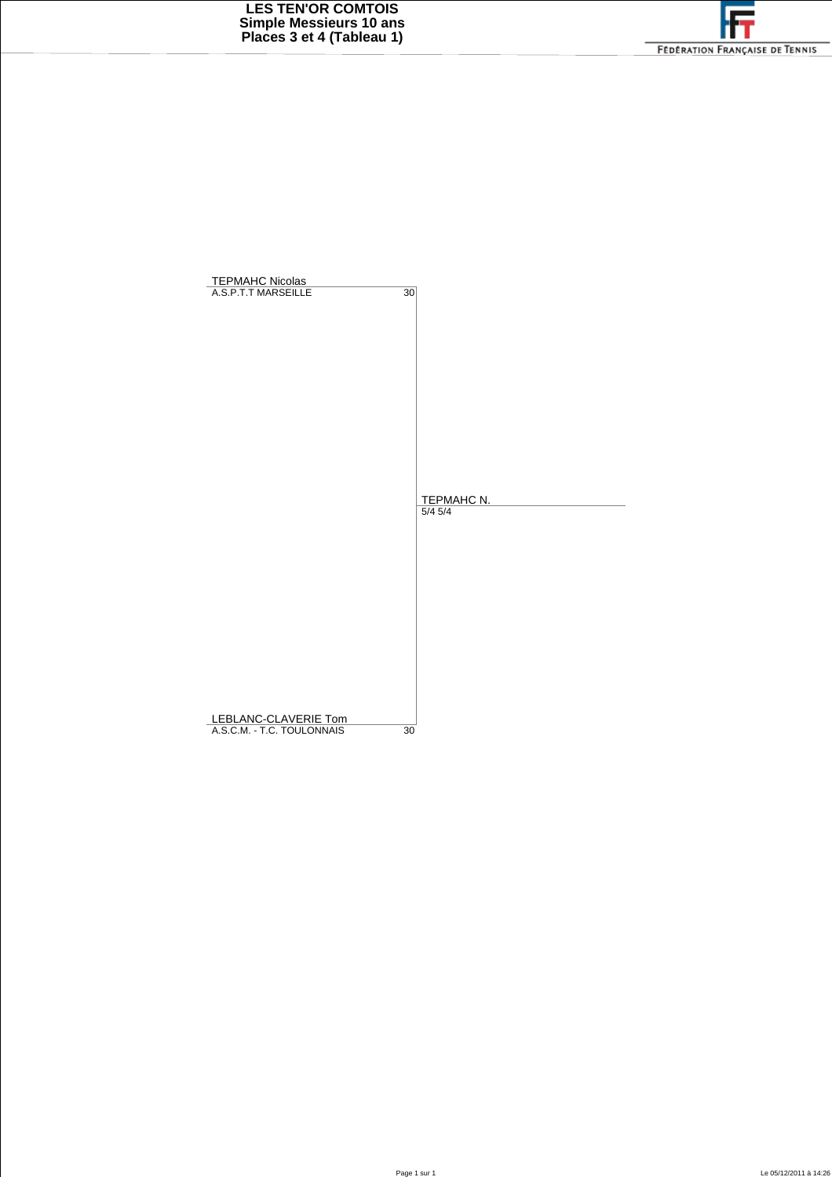# LES TEN'OR COMTOIS
## Simple Messieurs 10 ans
## Places 3 et 4 (Tableau 1)

FÉDÉRATION FRANÇAISE DE TENNIS

| Joueur | Club | Classement | Vainqueur | Score |
|---|---|---|---|---|
| TEPMAHC Nicolas | A.S.P.T.T MARSEILLE | 30 | TEPMAHC N. | 5/4 5/4 |
| LEBLANC-CLAVERIE Tom | A.S.C.M. - T.C. TOULONNAIS | 30 | | |

Le 05/12/2011 à 14:26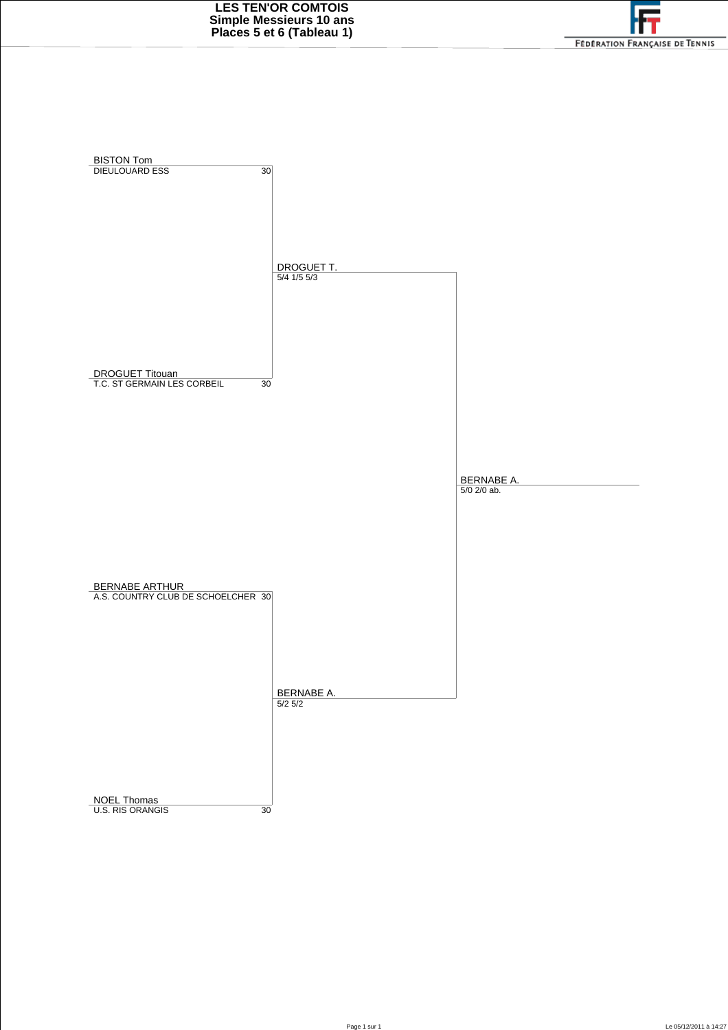# LES TEN'OR COMTOIS
## Simple Messieurs 10 ans
## Places 5 et 6 (Tableau 1)

FÉDÉRATION FRANÇAISE DE TENNIS

| Joueur | Club | Classement | Tour 1 | Finale |
|---|---|---|---|---|
| BISTON Tom | DIEULOUARD ESS | 30 | DROGUET T. 5/4 1/5 5/3 | |
| DROGUET Titouan | T.C. ST GERMAIN LES CORBEIL | 30 | | BERNABE A. 5/0 2/0 ab. |
| BERNABE ARTHUR | A.S. COUNTRY CLUB DE SCHOELCHER | 30 | BERNABE A. 5/2 5/2 | |
| NOEL Thomas | U.S. RIS ORANGIS | 30 | | |

Le 05/12/2011 à 14:27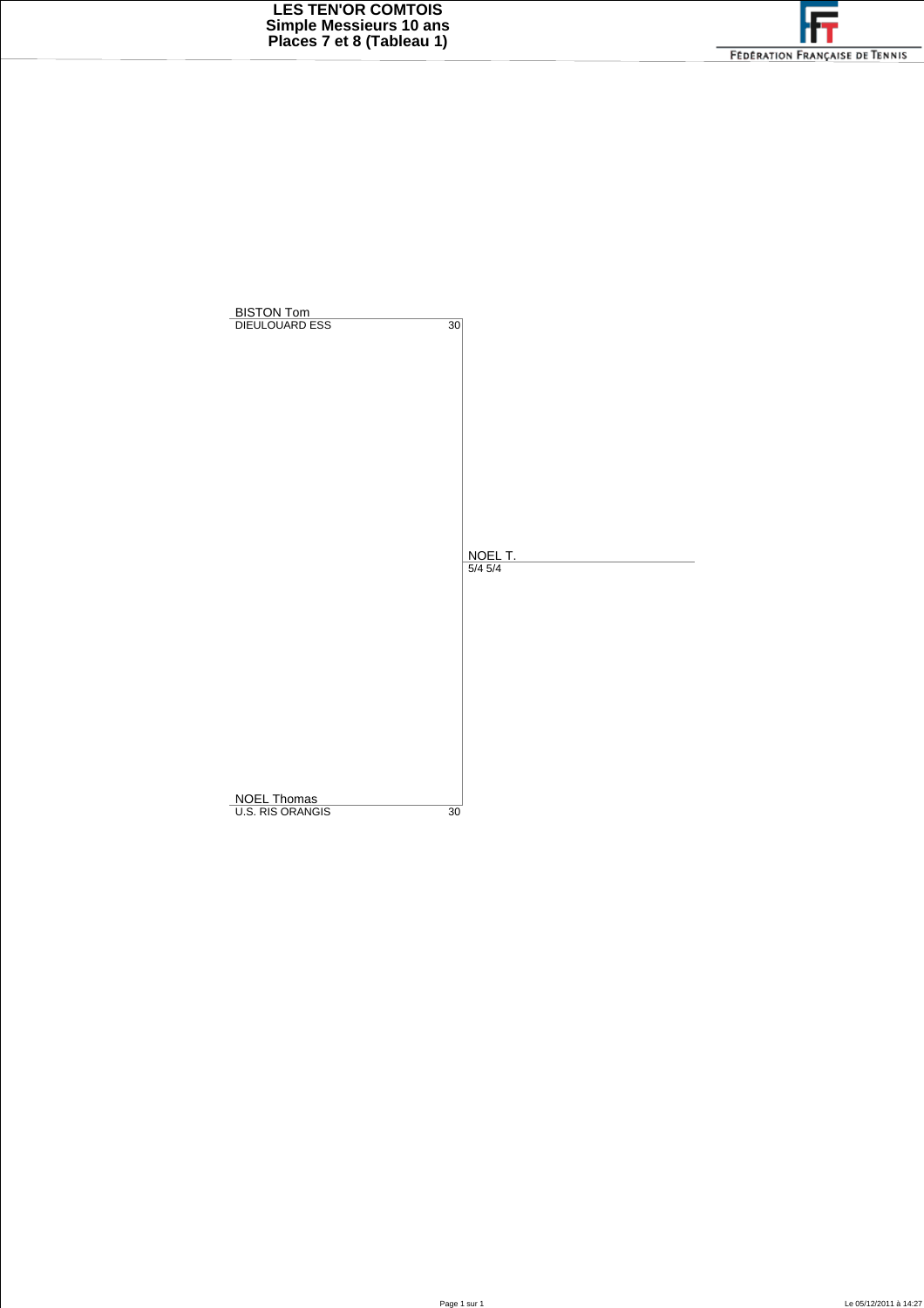# LES TEN'OR COMTOIS
## Simple Messieurs 10 ans
## Places 7 et 8 (Tableau 1)

FÉDÉRATION FRANÇAISE DE TENNIS

| Joueur | Club | Classement | Vainqueur | Score |
|---|---|---|---|---|
| BISTON Tom | DIEULOUARD ESS | 30 | NOEL T. | 5/4 5/4 |
| NOEL Thomas | U.S. RIS ORANGIS | 30 | | |

Le 05/12/2011 à 14:27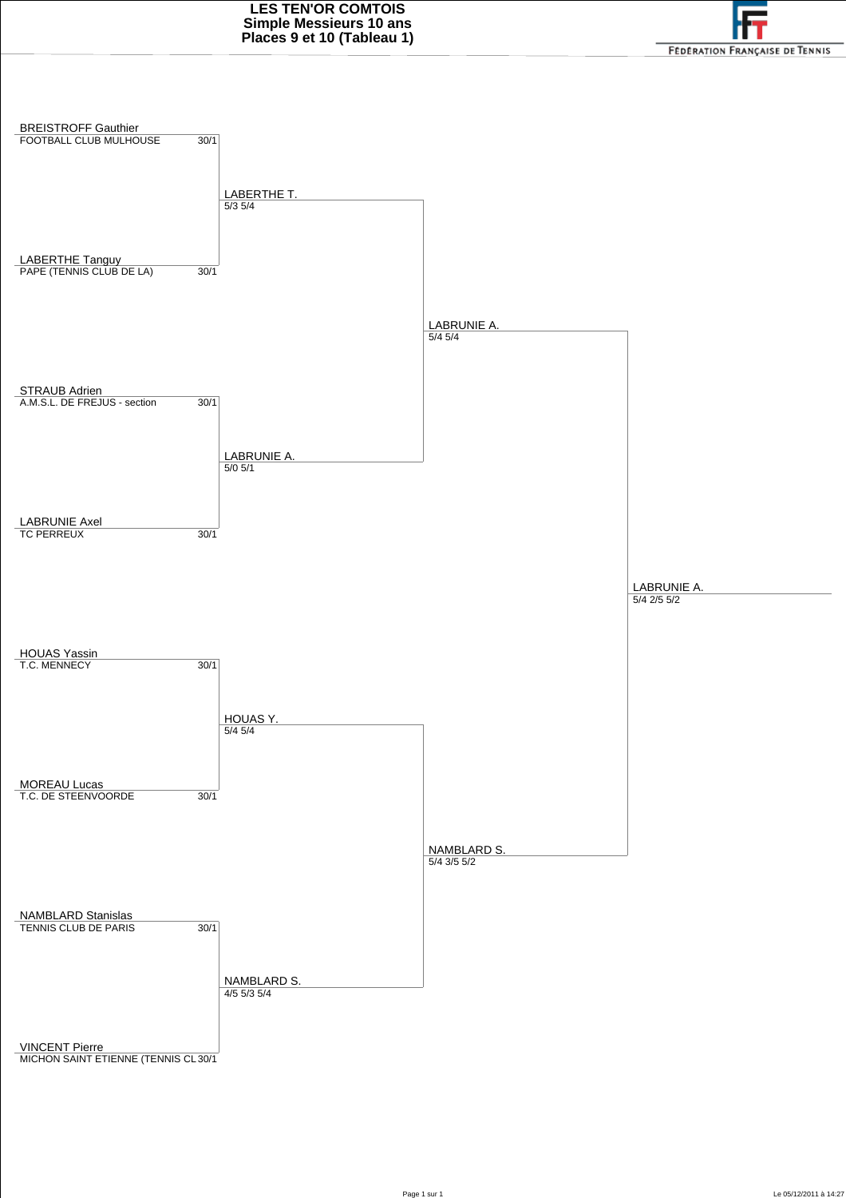# LES TEN'OR COMTOIS
## Simple Messieurs 10 ans
## Places 9 et 10 (Tableau 1)

FÉDÉRATION FRANÇAISE DE TENNIS

| Joueur | Club | Classement |
|---|---|---|
| BREISTROFF Gauthier | FOOTBALL CLUB MULHOUSE | 30/1 |
| LABERTHE Tanguy | PAPE (TENNIS CLUB DE LA) | 30/1 |
| STRAUB Adrien | A.M.S.L. DE FREJUS - section | 30/1 |
| LABRUNIE Axel | TC PERREUX | 30/1 |
| HOUAS Yassin | T.C. MENNECY | 30/1 |
| MOREAU Lucas | T.C. DE STEENVOORDE | 30/1 |
| NAMBLARD Stanislas | TENNIS CLUB DE PARIS | 30/1 |
| VINCENT Pierre | MICHON SAINT ETIENNE (TENNIS CL | 30/1 |

**Premier tour**

- LABERTHE T. — 5/3 5/4
- LABRUNIE A. — 5/0 5/1
- HOUAS Y. — 5/4 5/4
- NAMBLARD S. — 4/5 5/3 5/4

**Demi-finales**

- LABRUNIE A. — 5/4 5/4
- NAMBLARD S. — 5/4 3/5 5/2

**Finale**

- LABRUNIE A. — 5/4 2/5 5/2

Le 05/12/2011 à 14:27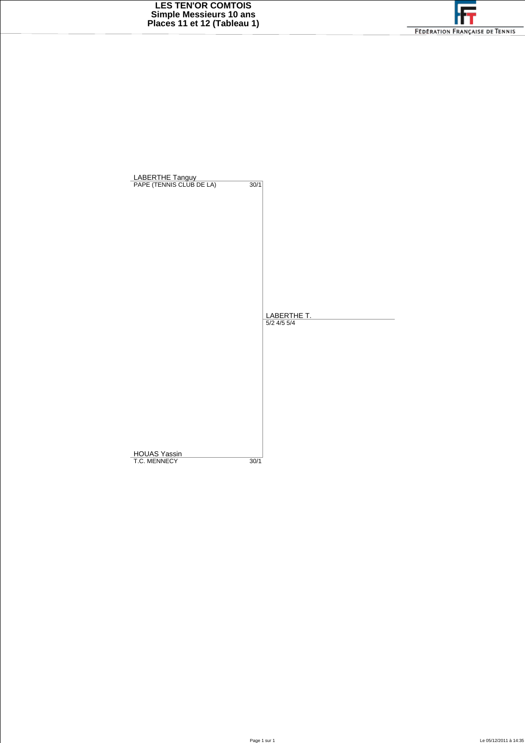# LES TEN'OR COMTOIS
## Simple Messieurs 10 ans
## Places 11 et 12 (Tableau 1)

FÉDÉRATION FRANÇAISE DE TENNIS

| Joueur | Club | Classement | Vainqueur | Score |
|---|---|---|---|---|
| LABERTHE Tanguy | PAPE (TENNIS CLUB DE LA) | 30/1 | LABERTHE T. | 5/2 4/5 5/4 |
| HOUAS Yassin | T.C. MENNECY | 30/1 | | |

Le 05/12/2011 à 14:35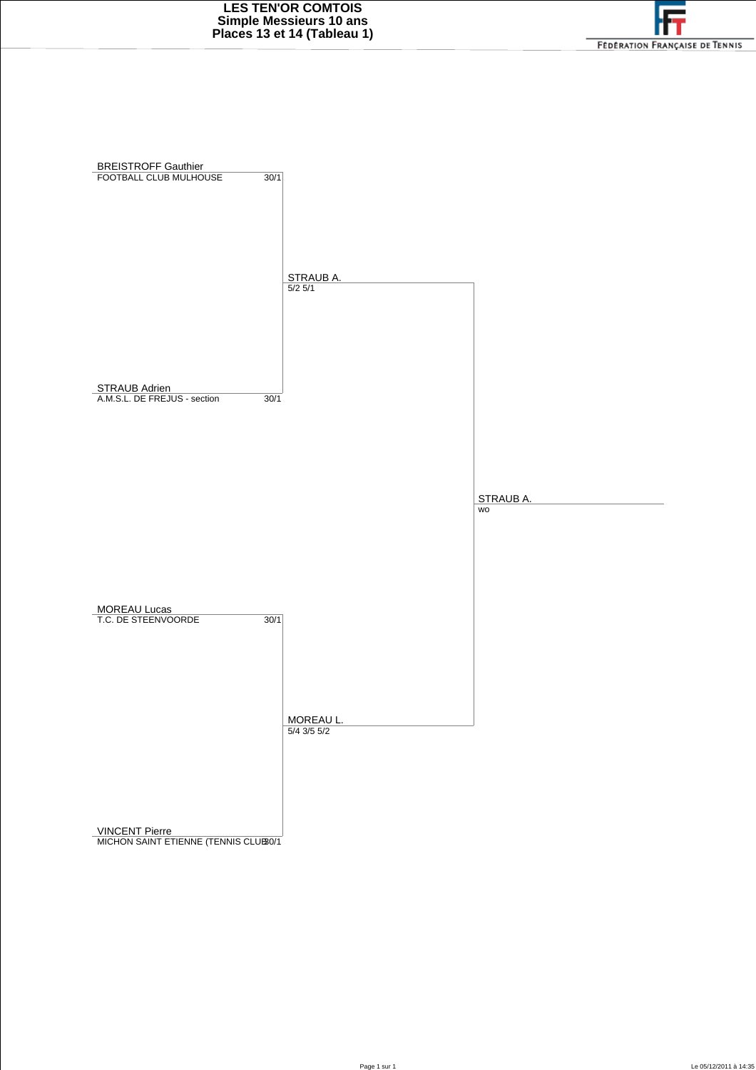# LES TEN'OR COMTOIS
## Simple Messieurs 10 ans
## Places 13 et 14 (Tableau 1)

FÉDÉRATION FRANÇAISE DE TENNIS

| Joueur | Club | Classement |
|---|---|---|
| BREISTROFF Gauthier | FOOTBALL CLUB MULHOUSE | 30/1 |
| STRAUB Adrien | A.M.S.L. DE FREJUS - section | 30/1 |
| MOREAU Lucas | T.C. DE STEENVOORDE | 30/1 |
| VINCENT Pierre | MICHON SAINT ETIENNE (TENNIS CLUB | 30/1 |

**Tour 1**

- BREISTROFF Gauthier / STRAUB Adrien → STRAUB A. 5/2 5/1
- MOREAU Lucas / VINCENT Pierre → MOREAU L. 5/4 3/5 5/2

**Finale**

- STRAUB A. / MOREAU L. → STRAUB A. wo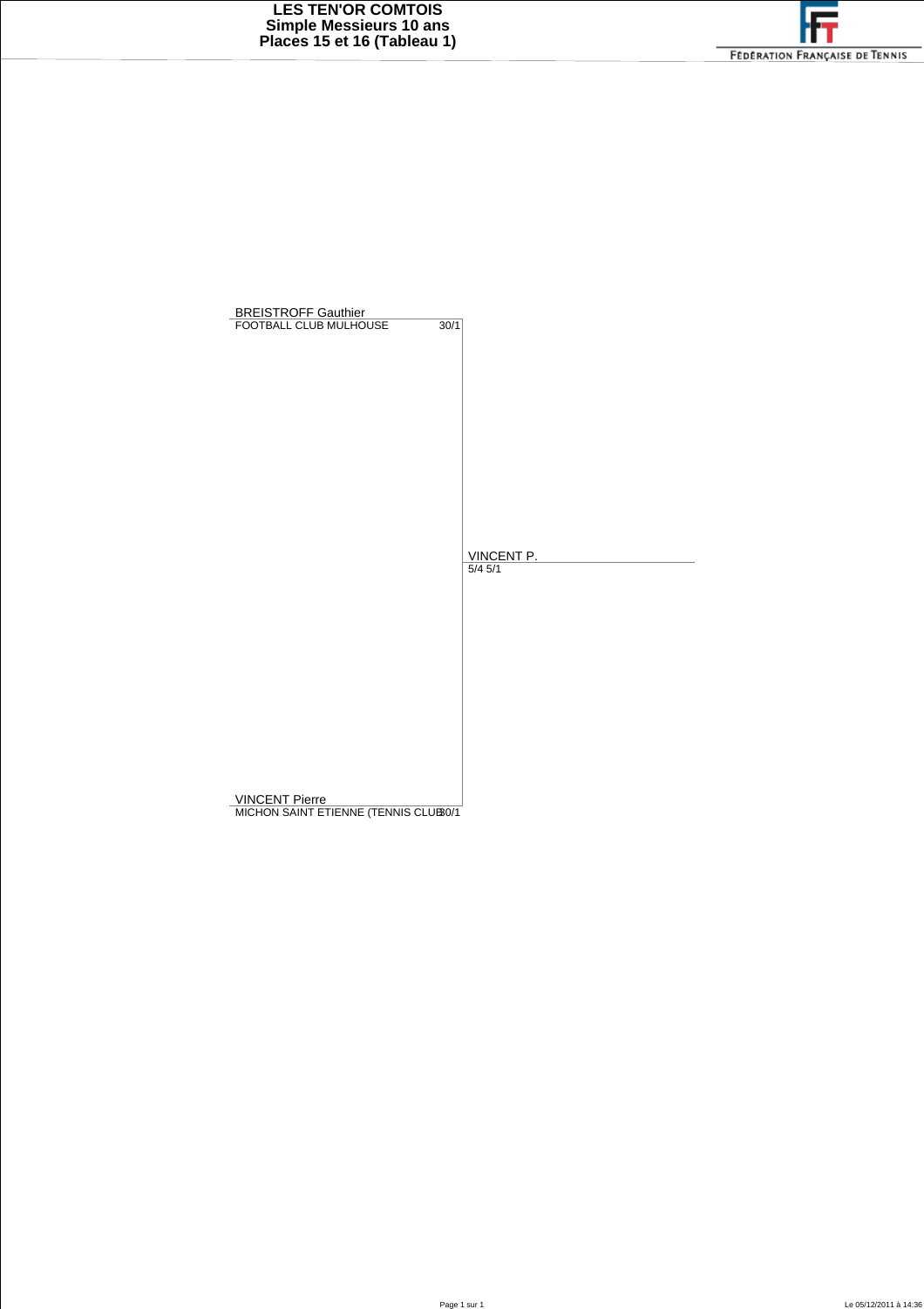# LES TEN'OR COMTOIS
## Simple Messieurs 10 ans
## Places 15 et 16 (Tableau 1)

FÉDÉRATION FRANÇAISE DE TENNIS

BREISTROFF Gauthier
FOOTBALL CLUB MULHOUSE 30/1

VINCENT P.
5/4 5/1

VINCENT Pierre
MICHON SAINT ETIENNE (TENNIS CLUB 30/1

Le 05/12/2011 à 14:36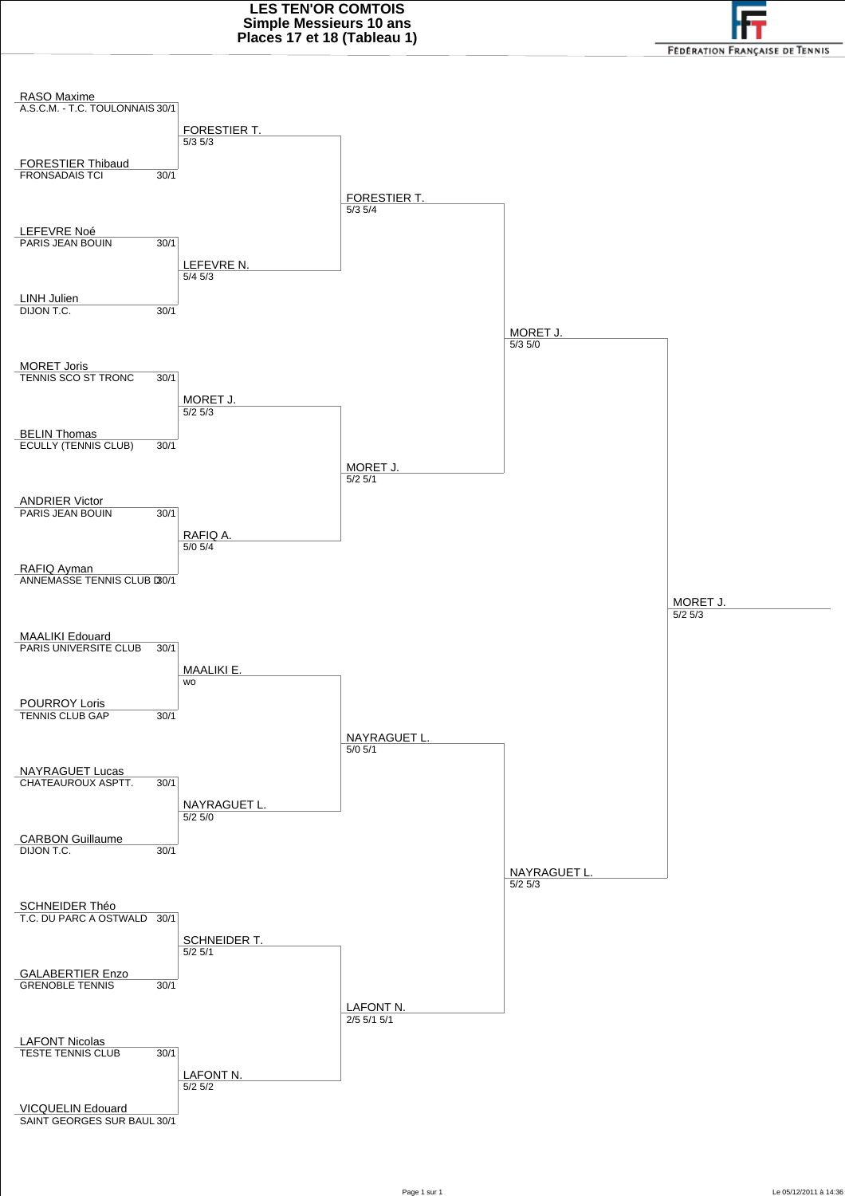# LES TEN'OR COMTOIS

## Simple Messieurs 10 ans

## Places 17 et 18 (Tableau 1)

FÉDÉRATION FRANÇAISE DE TENNIS

### Premier tour

| Joueur | Club | Classement |
|---|---|---|
| RASO Maxime | A.S.C.M. - T.C. TOULONNAIS | 30/1 |
| FORESTIER Thibaud | FRONSADAIS TCI | 30/1 |
| LEFEVRE Noé | PARIS JEAN BOUIN | 30/1 |
| LINH Julien | DIJON T.C. | 30/1 |
| MORET Joris | TENNIS SCO ST TRONC | 30/1 |
| BELIN Thomas | ECULLY (TENNIS CLUB) | 30/1 |
| ANDRIER Victor | PARIS JEAN BOUIN | 30/1 |
| RAFIQ Ayman | ANNEMASSE TENNIS CLUB D | 30/1 |
| MAALIKI Edouard | PARIS UNIVERSITE CLUB | 30/1 |
| POURROY Loris | TENNIS CLUB GAP | 30/1 |
| NAYRAGUET Lucas | CHATEAUROUX ASPTT. | 30/1 |
| CARBON Guillaume | DIJON T.C. | 30/1 |
| SCHNEIDER Théo | T.C. DU PARC A OSTWALD | 30/1 |
| GALABERTIER Enzo | GRENOBLE TENNIS | 30/1 |
| LAFONT Nicolas | TESTE TENNIS CLUB | 30/1 |
| VICQUELIN Edouard | SAINT GEORGES SUR BAUL | 30/1 |

### Deuxième tour

| Vainqueur | Score |
|---|---|
| FORESTIER T. | 5/3 5/3 |
| LEFEVRE N. | 5/4 5/3 |
| MORET J. | 5/2 5/3 |
| RAFIQ A. | 5/0 5/4 |
| MAALIKI E. | wo |
| NAYRAGUET L. | 5/2 5/0 |
| SCHNEIDER T. | 5/2 5/1 |
| LAFONT N. | 5/2 5/2 |

### Troisième tour

| Vainqueur | Score |
|---|---|
| FORESTIER T. | 5/3 5/4 |
| MORET J. | 5/2 5/1 |
| NAYRAGUET L. | 5/0 5/1 |
| LAFONT N. | 2/5 5/1 5/1 |

### Demi-finales

| Vainqueur | Score |
|---|---|
| MORET J. | 5/3 5/0 |
| NAYRAGUET L. | 5/2 5/3 |

### Finale

| Vainqueur | Score |
|---|---|
| MORET J. | 5/2 5/3 |

Le 05/12/2011 à 14:36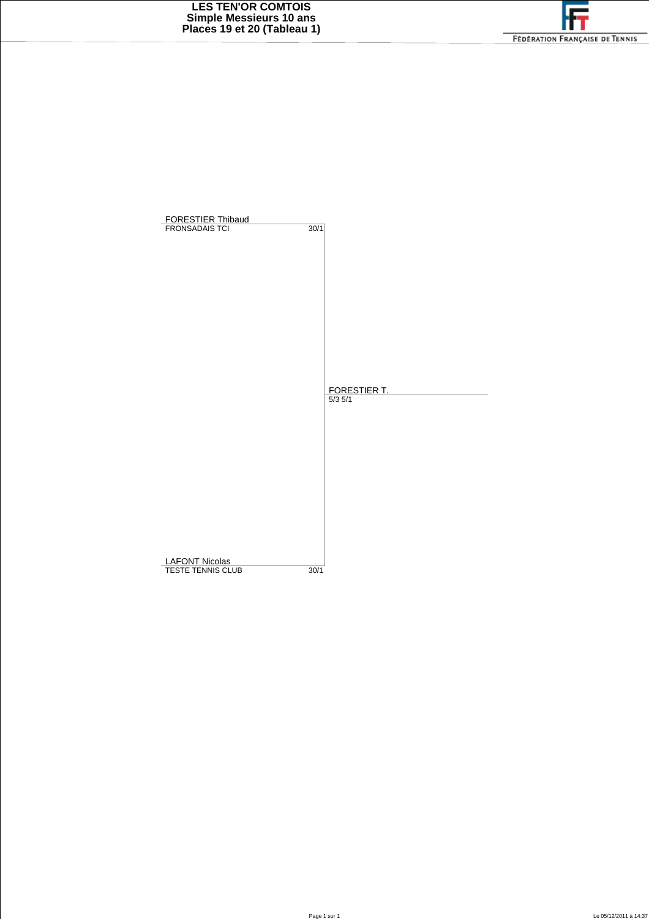# LES TEN'OR COMTOIS
## Simple Messieurs 10 ans
## Places 19 et 20 (Tableau 1)

FÉDÉRATION FRANÇAISE DE TENNIS

| Joueur | Club | Classement | Vainqueur |
|---|---|---|---|
| FORESTIER Thibaud | FRONSADAIS TCI | 30/1 | FORESTIER T. |
| LAFONT Nicolas | TESTE TENNIS CLUB | 30/1 | |

**Vainqueur :** FORESTIER T. — 5/3 5/1

Le 05/12/2011 à 14:37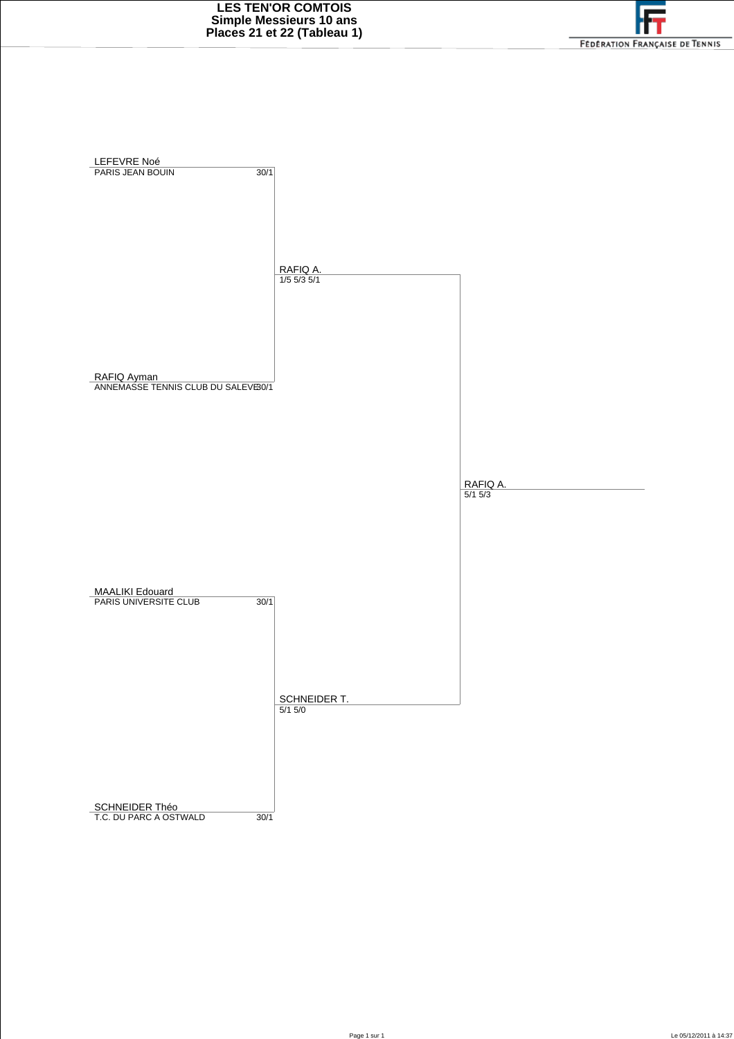# LES TEN'OR COMTOIS
## Simple Messieurs 10 ans
## Places 21 et 22 (Tableau 1)

FÉDÉRATION FRANÇAISE DE TENNIS

**Premier tour**

| Joueur | Club | Classement |
|---|---|---|
| LEFEVRE Noé | PARIS JEAN BOUIN | 30/1 |
| RAFIQ Ayman | ANNEMASSE TENNIS CLUB DU SALEVE | 30/1 |
| MAALIKI Edouard | PARIS UNIVERSITE CLUB | 30/1 |
| SCHNEIDER Théo | T.C. DU PARC A OSTWALD | 30/1 |

**Deuxième tour**

| Vainqueur | Score |
|---|---|
| RAFIQ A. | 1/5 5/3 5/1 |
| SCHNEIDER T. | 5/1 5/0 |

**Finale**

| Vainqueur | Score |
|---|---|
| RAFIQ A. | 5/1 5/3 |

Le 05/12/2011 à 14:37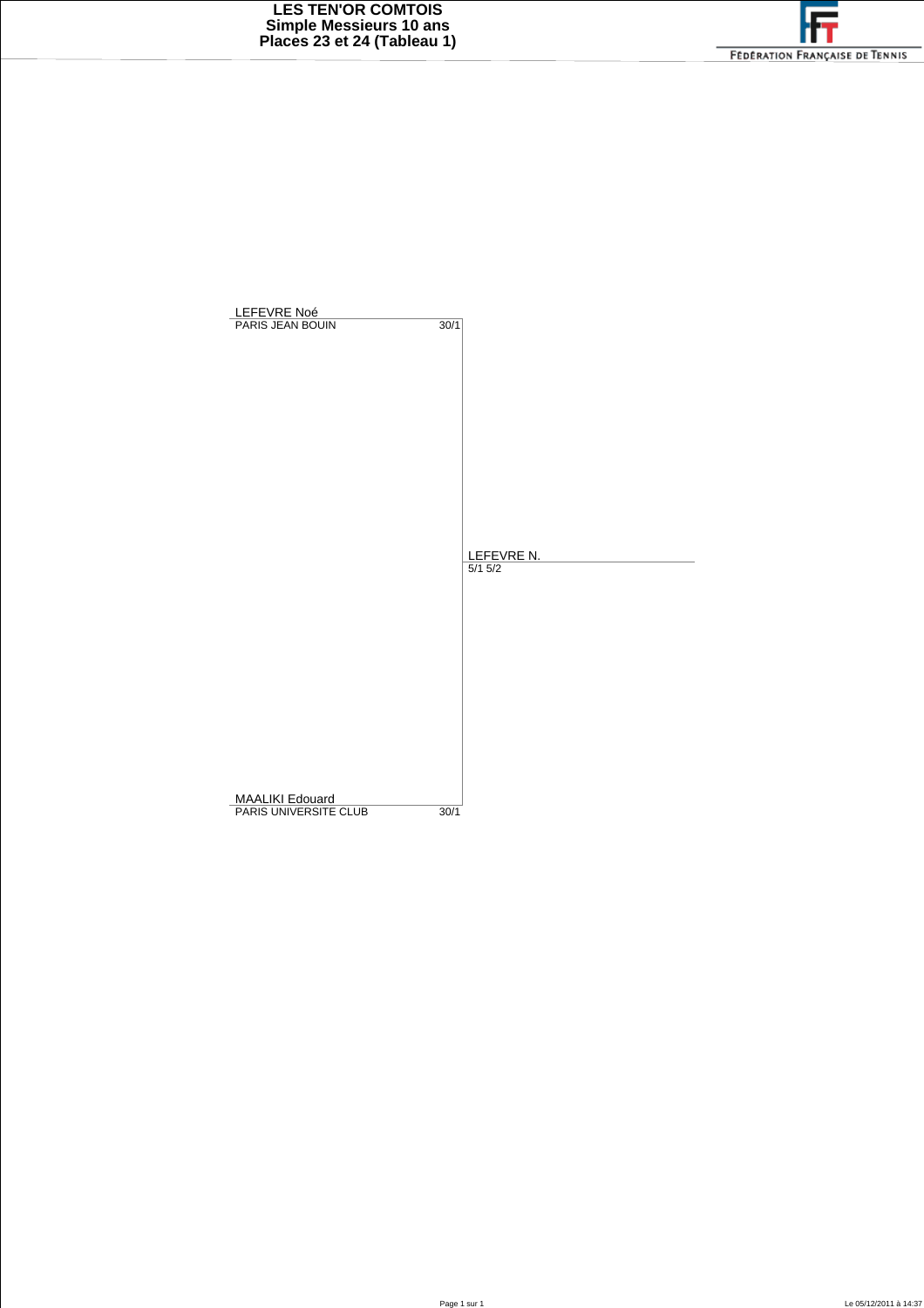# LES TEN'OR COMTOIS
## Simple Messieurs 10 ans
## Places 23 et 24 (Tableau 1)

FÉDÉRATION FRANÇAISE DE TENNIS

| Joueur | Club | Classement | Vainqueur |
| --- | --- | --- | --- |
| LEFEVRE Noé | PARIS JEAN BOUIN | 30/1 | LEFEVRE N. 5/1 5/2 |
| MAALIKI Edouard | PARIS UNIVERSITE CLUB | 30/1 | |

Le 05/12/2011 à 14:37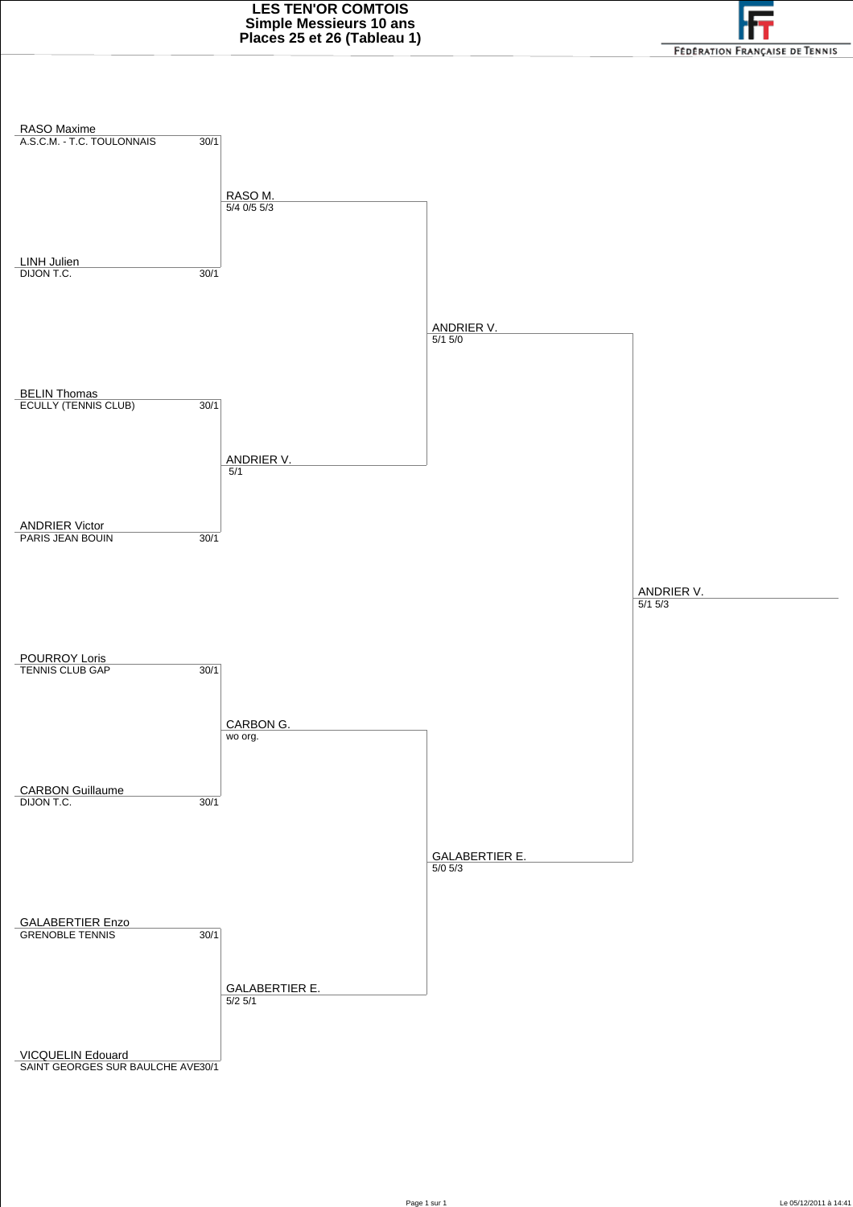# LES TEN'OR COMTOIS
## Simple Messieurs 10 ans
## Places 25 et 26 (Tableau 1)

FÉDÉRATION FRANÇAISE DE TENNIS

### Premier tour

| Joueur | Club | Classement |
|---|---|---|
| RASO Maxime | A.S.C.M. - T.C. TOULONNAIS | 30/1 |
| LINH Julien | DIJON T.C. | 30/1 |
| BELIN Thomas | ECULLY (TENNIS CLUB) | 30/1 |
| ANDRIER Victor | PARIS JEAN BOUIN | 30/1 |
| POURROY Loris | TENNIS CLUB GAP | 30/1 |
| CARBON Guillaume | DIJON T.C. | 30/1 |
| GALABERTIER Enzo | GRENOBLE TENNIS | 30/1 |
| VICQUELIN Edouard | SAINT GEORGES SUR BAULCHE AVE | 30/1 |

### Deuxième tour

| Vainqueur | Score |
|---|---|
| RASO M. | 5/4 0/5 5/3 |
| ANDRIER V. | 5/1 |
| CARBON G. | wo org. |
| GALABERTIER E. | 5/2 5/1 |

### Demi-finales

| Vainqueur | Score |
|---|---|
| ANDRIER V. | 5/1 5/0 |
| GALABERTIER E. | 5/0 5/3 |

### Finale

| Vainqueur | Score |
|---|---|
| ANDRIER V. | 5/1 5/3 |

Le 05/12/2011 à 14:41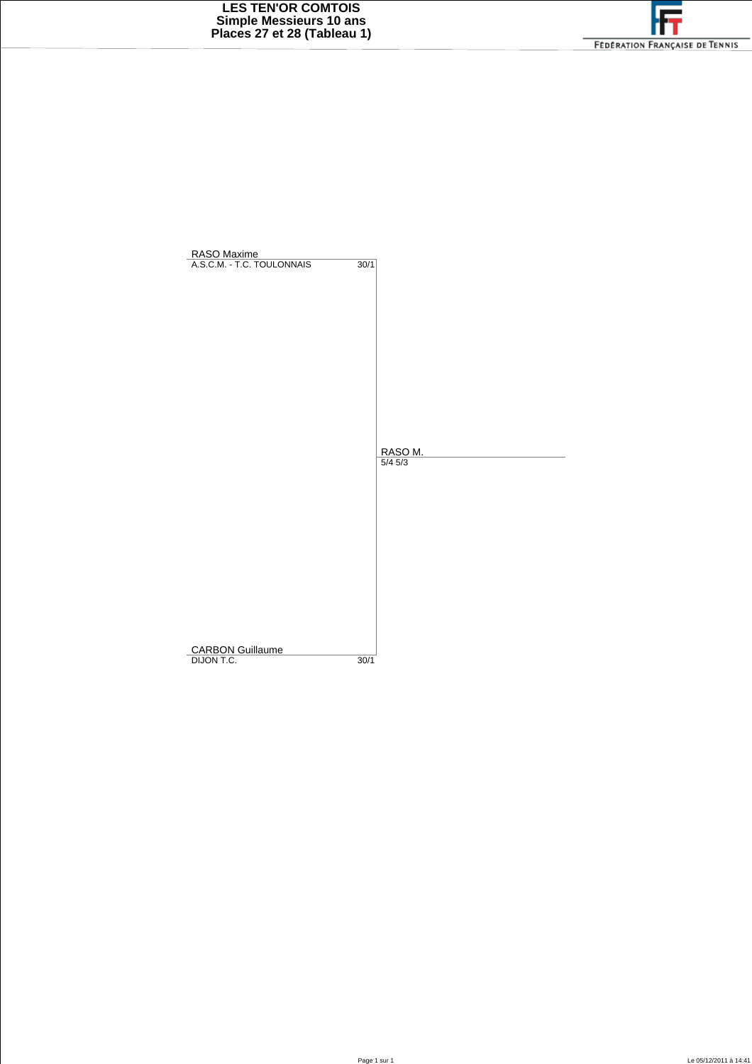# LES TEN'OR COMTOIS
## Simple Messieurs 10 ans
## Places 27 et 28 (Tableau 1)

FÉDÉRATION FRANÇAISE DE TENNIS

| Joueur | Club | Classement | Vainqueur | Score |
|---|---|---|---|---|
| RASO Maxime | A.S.C.M. - T.C. TOULONNAIS | 30/1 | RASO M. | 5/4 5/3 |
| CARBON Guillaume | DIJON T.C. | 30/1 | | |

Le 05/12/2011 à 14:41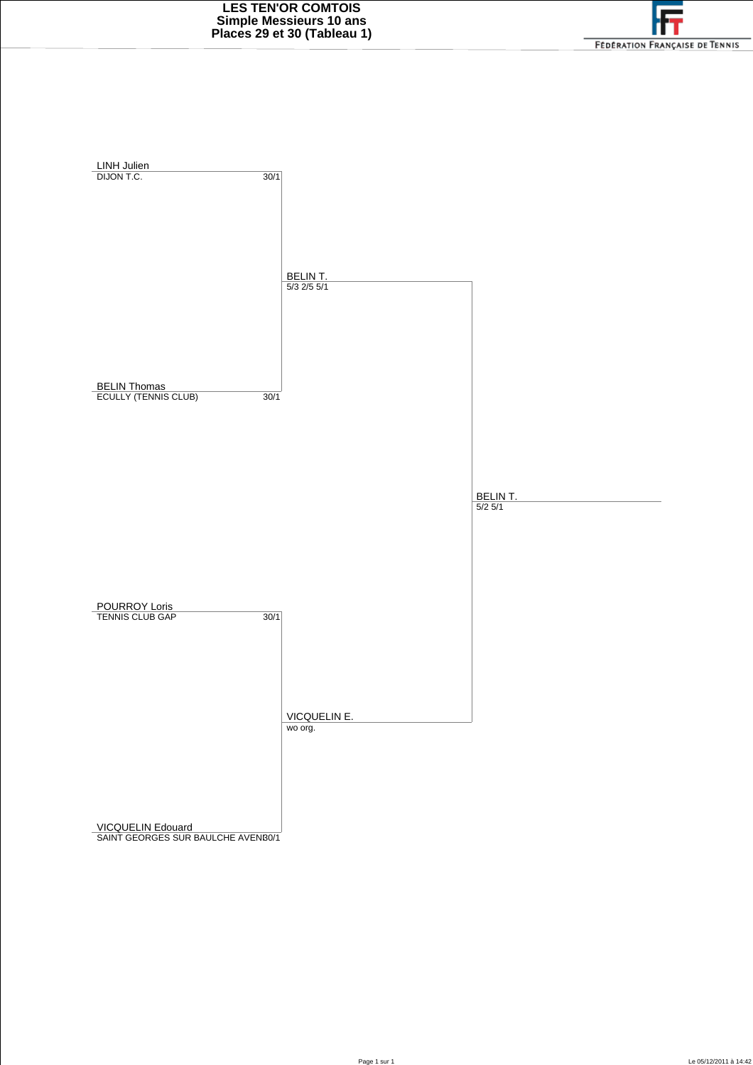# LES TEN'OR COMTOIS
## Simple Messieurs 10 ans
## Places 29 et 30 (Tableau 1)

FÉDÉRATION FRANÇAISE DE TENNIS

| Joueur | Club | Classement | Tour 1 | Finale |
|---|---|---|---|---|
| LINH Julien | DIJON T.C. | 30/1 | BELIN T. 5/3 2/5 5/1 | BELIN T. 5/2 5/1 |
| BELIN Thomas | ECULLY (TENNIS CLUB) | 30/1 | | |
| POURROY Loris | TENNIS CLUB GAP | 30/1 | VICQUELIN E. wo org. | |
| VICQUELIN Edouard | SAINT GEORGES SUR BAULCHE AVENI | 30/1 | | |

Le 05/12/2011 à 14:42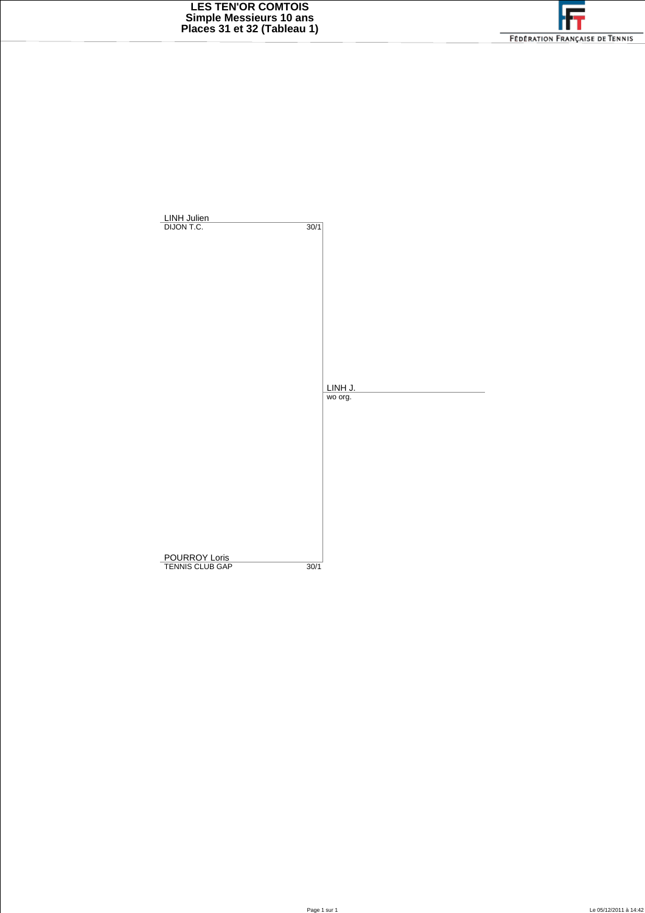# LES TEN'OR COMTOIS
## Simple Messieurs 10 ans
## Places 31 et 32 (Tableau 1)

FÉDÉRATION FRANÇAISE DE TENNIS

| Joueur | Club | Classement | Vainqueur |
|---|---|---|---|
| LINH Julien | DIJON T.C. | 30/1 | LINH J. (wo org.) |
| POURROY Loris | TENNIS CLUB GAP | 30/1 | |

Le 05/12/2011 à 14:42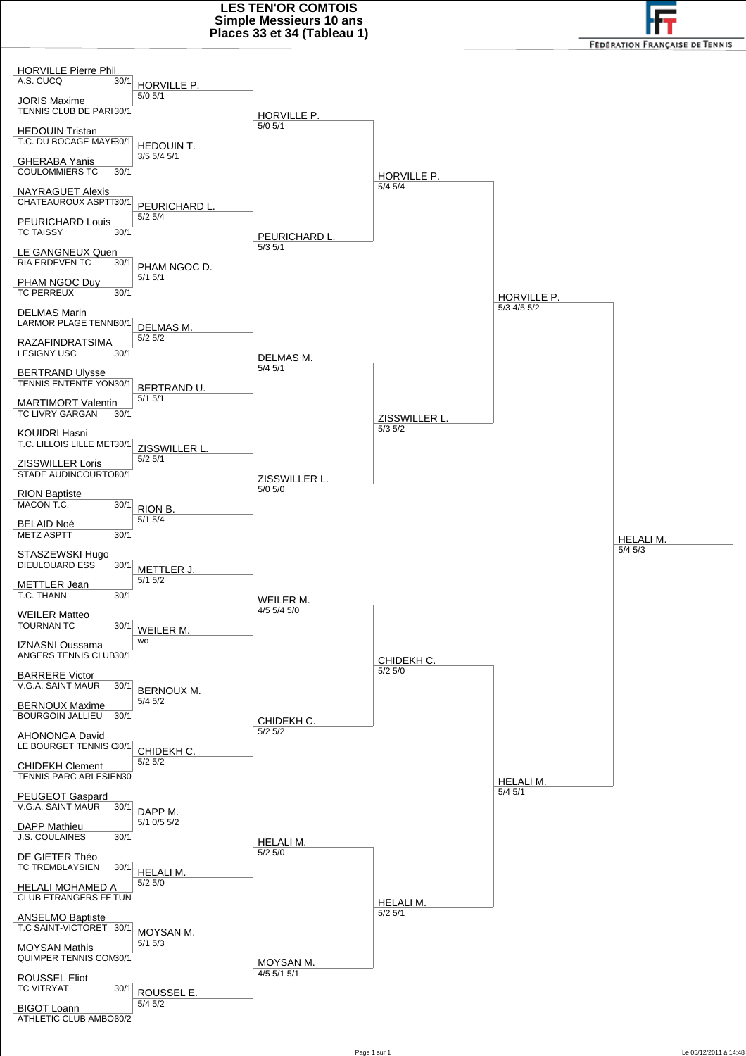# LES TEN'OR COMTOIS
## Simple Messieurs 10 ans
## Places 33 et 34 (Tableau 1)

FÉDÉRATION FRANÇAISE DE TENNIS

### Premier tour

| Joueur | Club | Classement |
|---|---|---|
| HORVILLE Pierre Phil | A.S. CUCQ | 30/1 |
| JORIS Maxime | TENNIS CLUB DE PARI | 30/1 |
| HEDOUIN Tristan | T.C. DU BOCAGE MAYE | 30/1 |
| GHERABA Yanis | COULOMMIERS TC | 30/1 |
| NAYRAGUET Alexis | CHATEAUROUX ASPTT | 30/1 |
| PEURICHARD Louis | TC TAISSY | 30/1 |
| LE GANGNEUX Quen | RIA ERDEVEN TC | 30/1 |
| PHAM NGOC Duy | TC PERREUX | 30/1 |
| DELMAS Marin | LARMOR PLAGE TENNI | 30/1 |
| RAZAFINDRATSIMA | LESIGNY USC | 30/1 |
| BERTRAND Ulysse | TENNIS ENTENTE YON | 30/1 |
| MARTIMORT Valentin | TC LIVRY GARGAN | 30/1 |
| KOUIDRI Hasni | T.C. LILLOIS LILLE MET | 30/1 |
| ZISSWILLER Loris | STADE AUDINCOURTO | 30/1 |
| RION Baptiste | MACON T.C. | 30/1 |
| BELAID Noé | METZ ASPTT | 30/1 |
| STASZEWSKI Hugo | DIEULOUARD ESS | 30/1 |
| METTLER Jean | T.C. THANN | 30/1 |
| WEILER Matteo | TOURNAN TC | 30/1 |
| IZNASNI Oussama | ANGERS TENNIS CLUB | 30/1 |
| BARRERE Victor | V.G.A. SAINT MAUR | 30/1 |
| BERNOUX Maxime | BOURGOIN JALLIEU | 30/1 |
| AHONONGA David | LE BOURGET TENNIS C | 30/1 |
| CHIDEKH Clement | TENNIS PARC ARLESIEN | 30 |
| PEUGEOT Gaspard | V.G.A. SAINT MAUR | 30/1 |
| DAPP Mathieu | J.S. COULAINES | 30/1 |
| DE GIETER Théo | TC TREMBLAYSIEN | 30/1 |
| HELALI MOHAMED A | CLUB ETRANGERS FE TUN | |
| ANSELMO Baptiste | T.C SAINT-VICTORET | 30/1 |
| MOYSAN Mathis | QUIMPER TENNIS COM | 30/1 |
| ROUSSEL Eliot | TC VITRYAT | 30/1 |
| BIGOT Loann | ATHLETIC CLUB AMBO | 30/2 |

### Deuxième tour

| Vainqueur | Score |
|---|---|
| HORVILLE P. | 5/0 5/1 |
| HEDOUIN T. | 3/5 5/4 5/1 |
| PEURICHARD L. | 5/2 5/4 |
| PHAM NGOC D. | 5/1 5/1 |
| DELMAS M. | 5/2 5/2 |
| BERTRAND U. | 5/1 5/1 |
| ZISSWILLER L. | 5/2 5/1 |
| RION B. | 5/1 5/4 |
| METTLER J. | 5/1 5/2 |
| WEILER M. | wo |
| BERNOUX M. | 5/4 5/2 |
| CHIDEKH C. | 5/2 5/2 |
| DAPP M. | 5/1 0/5 5/2 |
| HELALI M. | 5/2 5/0 |
| MOYSAN M. | 5/1 5/3 |
| ROUSSEL E. | 5/4 5/2 |

### Troisième tour

| Vainqueur | Score |
|---|---|
| HORVILLE P. | 5/0 5/1 |
| PEURICHARD L. | 5/3 5/1 |
| DELMAS M. | 5/4 5/1 |
| ZISSWILLER L. | 5/0 5/0 |
| WEILER M. | 4/5 5/4 5/0 |
| CHIDEKH C. | 5/2 5/2 |
| HELALI M. | 5/2 5/0 |
| MOYSAN M. | 4/5 5/1 5/1 |

### Quatrième tour

| Vainqueur | Score |
|---|---|
| HORVILLE P. | 5/4 5/4 |
| ZISSWILLER L. | 5/3 5/2 |
| CHIDEKH C. | 5/2 5/0 |
| HELALI M. | 5/2 5/1 |

### Demi-finales

| Vainqueur | Score |
|---|---|
| HORVILLE P. | 5/3 4/5 5/2 |
| HELALI M. | 5/4 5/1 |

### Finale

| Vainqueur | Score |
|---|---|
| HELALI M. | 5/4 5/3 |

Le 05/12/2011 à 14:48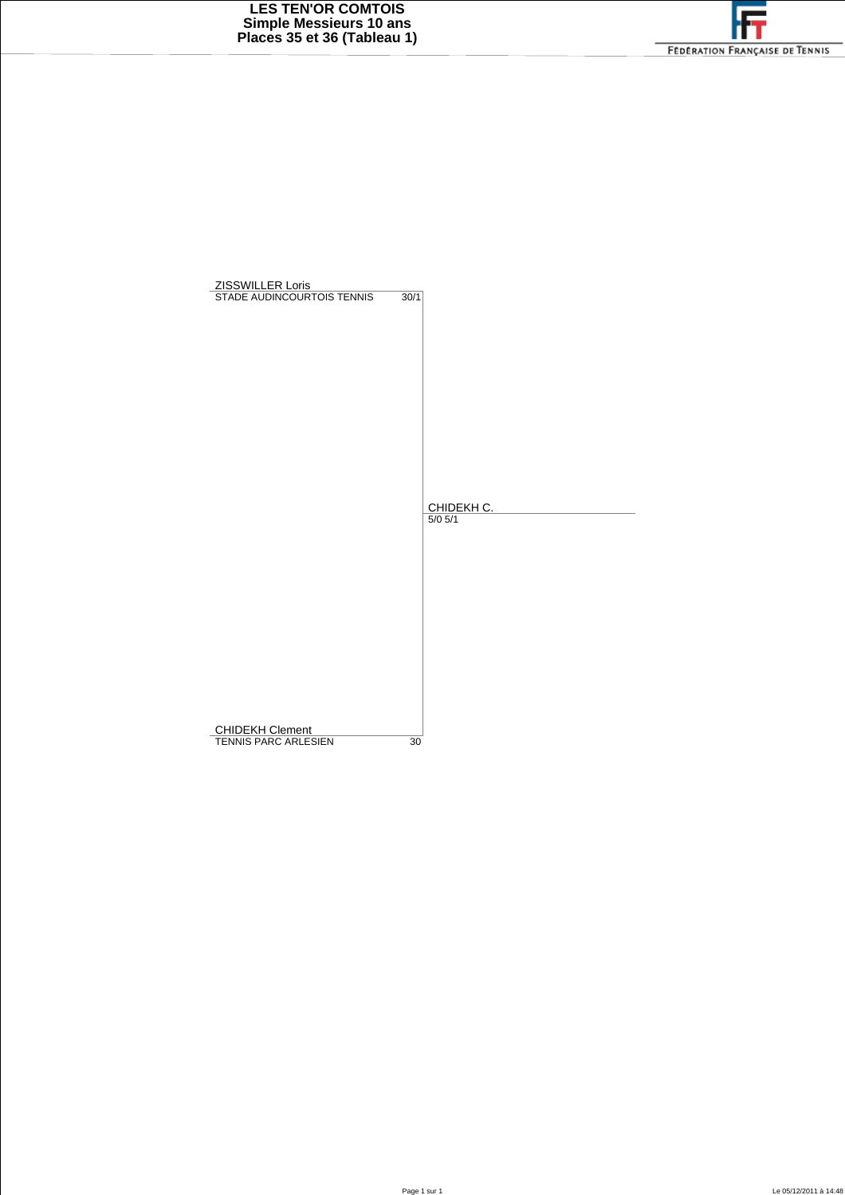# LES TEN'OR COMTOIS
## Simple Messieurs 10 ans
## Places 35 et 36 (Tableau 1)

FÉDÉRATION FRANÇAISE DE TENNIS

| Joueur | Club | Classement | Vainqueur |
| --- | --- | --- | --- |
| ZISSWILLER Loris | STADE AUDINCOURTOIS TENNIS | 30/1 | |
| | | | CHIDEKH C. 5/0 5/1 |
| CHIDEKH Clement | TENNIS PARC ARLESIEN | 30 | |

Le 05/12/2011 à 14:48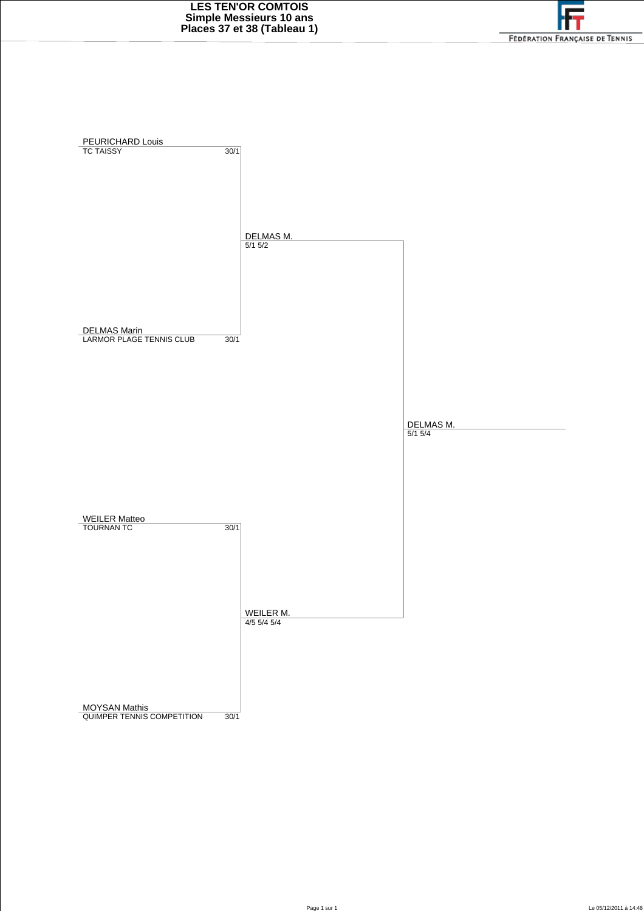# LES TEN'OR COMTOIS

## Simple Messieurs 10 ans

## Places 37 et 38 (Tableau 1)

FÉDÉRATION FRANÇAISE DE TENNIS

| Joueurs | | Tour 1 | Finale |
|---|---|---|---|
| PEURICHARD Louis – TC TAISSY | 30/1 | | |
| | | DELMAS M. – 5/1 5/2 | |
| DELMAS Marin – LARMOR PLAGE TENNIS CLUB | 30/1 | | |
| | | | DELMAS M. – 5/1 5/4 |
| WEILER Matteo – TOURNAN TC | 30/1 | | |
| | | WEILER M. – 4/5 5/4 5/4 | |
| MOYSAN Mathis – QUIMPER TENNIS COMPETITION | 30/1 | | |

Le 05/12/2011 à 14:48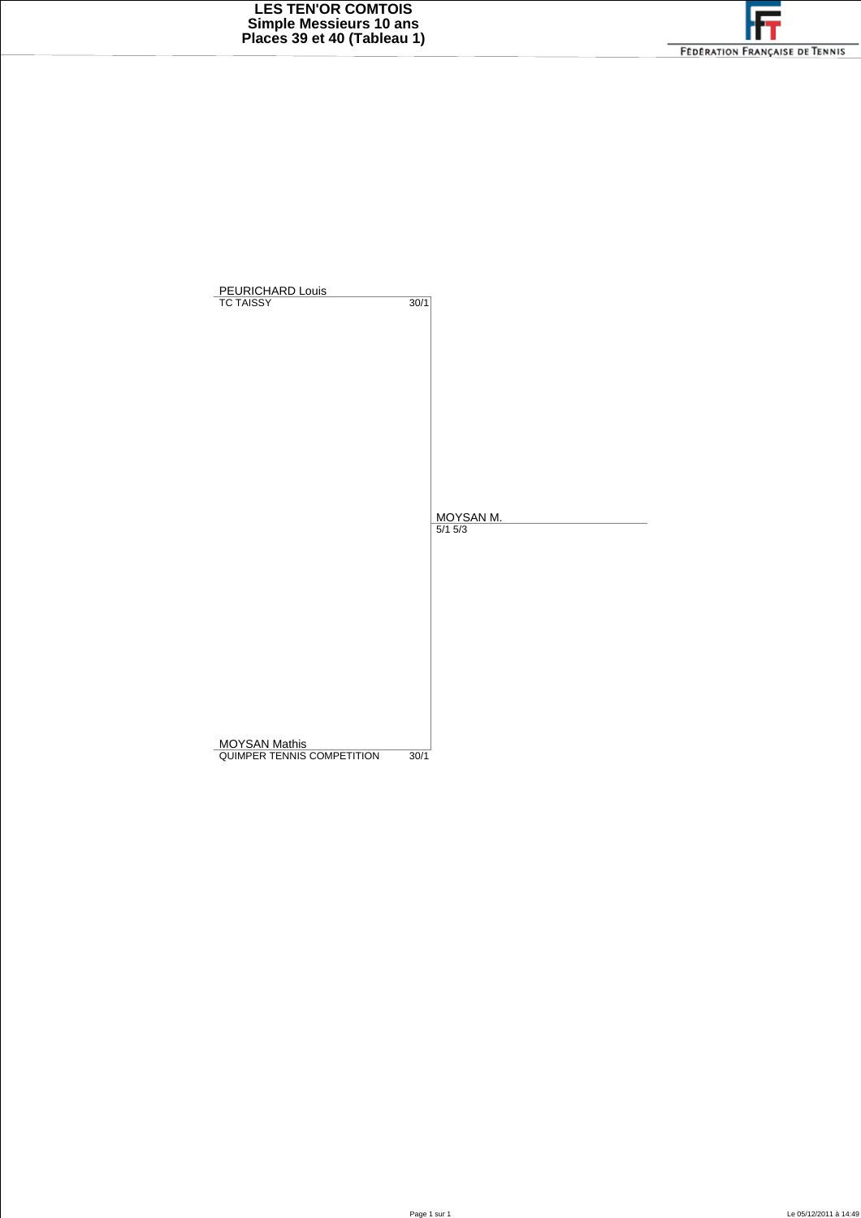# LES TEN'OR COMTOIS
## Simple Messieurs 10 ans
## Places 39 et 40 (Tableau 1)

FÉDÉRATION FRANÇAISE DE TENNIS

| Joueur | Club | Classement | Vainqueur |
|---|---|---|---|
| PEURICHARD Louis | TC TAISSY | 30/1 | |
| | | | MOYSAN M. |
| | | | 5/1 5/3 |
| MOYSAN Mathis | QUIMPER TENNIS COMPETITION | 30/1 | |

Le 05/12/2011 à 14:49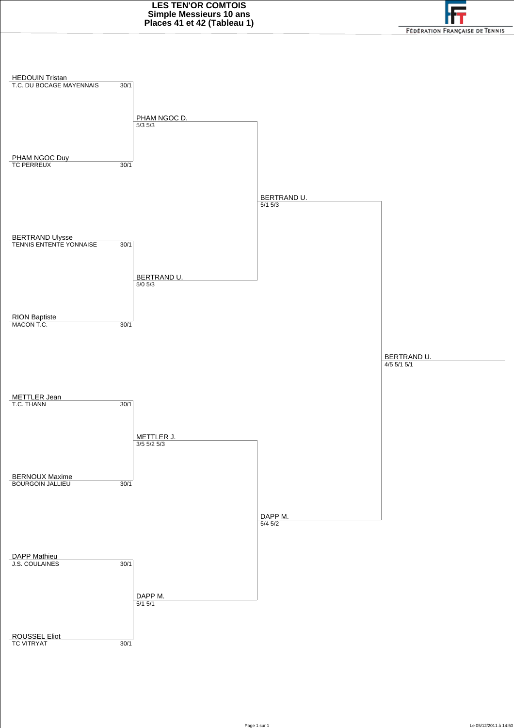# LES TEN'OR COMTOIS
## Simple Messieurs 10 ans
## Places 41 et 42 (Tableau 1)

FÉDÉRATION FRANÇAISE DE TENNIS

| Joueur | Club | Classement |
|---|---|---|
| HEDOUIN Tristan | T.C. DU BOCAGE MAYENNAIS | 30/1 |
| PHAM NGOC Duy | TC PERREUX | 30/1 |
| BERTRAND Ulysse | TENNIS ENTENTE YONNAISE | 30/1 |
| RION Baptiste | MACON T.C. | 30/1 |
| METTLER Jean | T.C. THANN | 30/1 |
| BERNOUX Maxime | BOURGOIN JALLIEU | 30/1 |
| DAPP Mathieu | J.S. COULAINES | 30/1 |
| ROUSSEL Eliot | TC VITRYAT | 30/1 |

**Premier tour**

- PHAM NGOC D. — 5/3 5/3
- BERTRAND U. — 5/0 5/3
- METTLER J. — 3/5 5/2 5/3
- DAPP M. — 5/1 5/1

**Demi-finales**

- BERTRAND U. — 5/1 5/3
- DAPP M. — 5/4 5/2

**Finale**

- BERTRAND U. — 4/5 5/1 5/1

Le 05/12/2011 à 14:50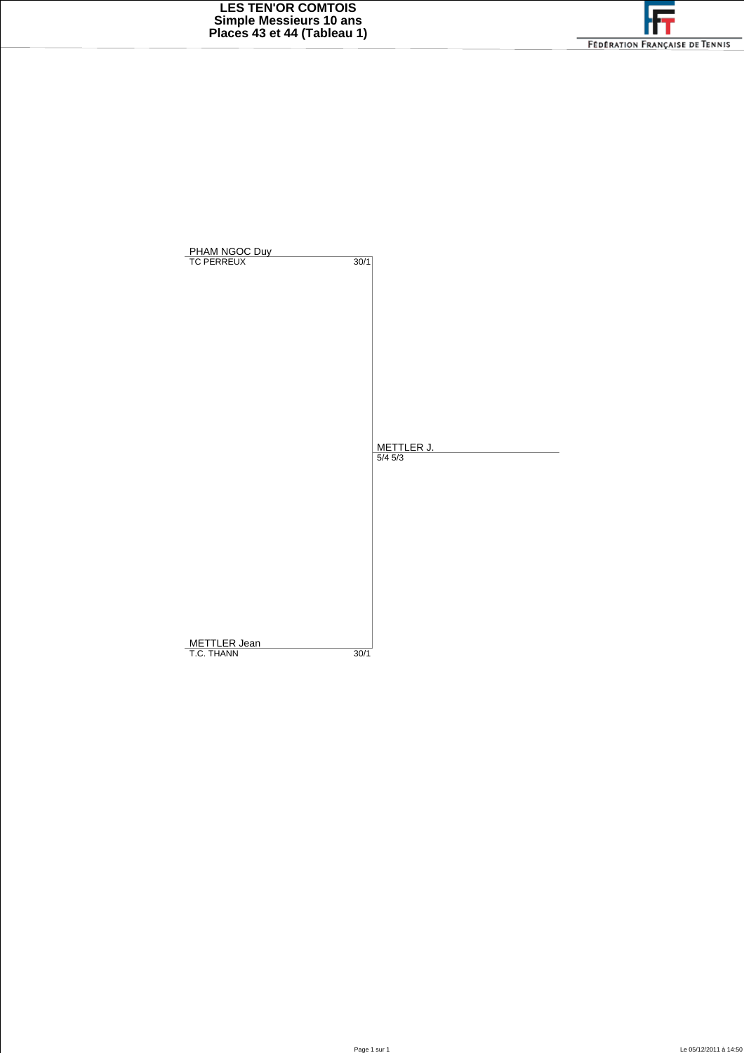# LES TEN'OR COMTOIS
## Simple Messieurs 10 ans
## Places 43 et 44 (Tableau 1)

FÉDÉRATION FRANÇAISE DE TENNIS

| Joueur | Club | Classement | Vainqueur |
|---|---|---|---|
| PHAM NGOC Duy | TC PERREUX | 30/1 | |
| | | | METTLER J. 5/4 5/3 |
| METTLER Jean | T.C. THANN | 30/1 | |

Le 05/12/2011 à 14:50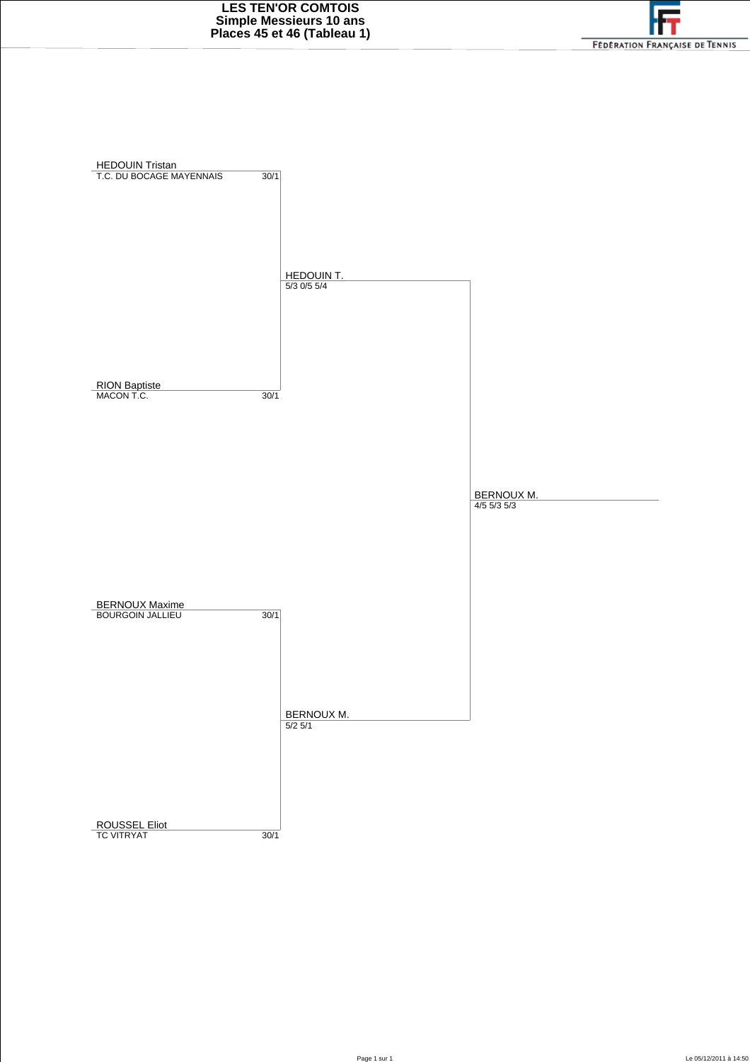# LES TEN'OR COMTOIS
## Simple Messieurs 10 ans
## Places 45 et 46 (Tableau 1)

FÉDÉRATION FRANÇAISE DE TENNIS

| Joueur | Club | Classement |
|---|---|---|
| HEDOUIN Tristan | T.C. DU BOCAGE MAYENNAIS | 30/1 |
| RION Baptiste | MACON T.C. | 30/1 |
| BERNOUX Maxime | BOURGOIN JALLIEU | 30/1 |
| ROUSSEL Eliot | TC VITRYAT | 30/1 |

**Premier tour**

- HEDOUIN T. — 5/3 0/5 5/4
- BERNOUX M. — 5/2 5/1

**Finale**

- BERNOUX M. — 4/5 5/3 5/3

Le 05/12/2011 à 14:50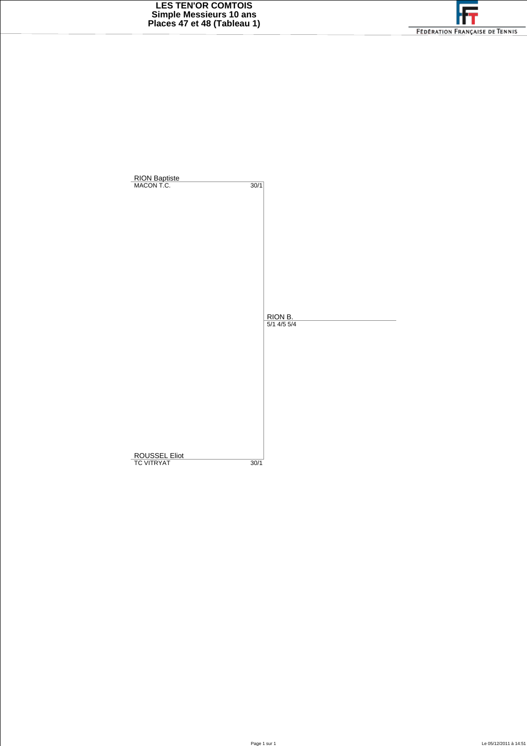# LES TEN'OR COMTOIS
## Simple Messieurs 10 ans
## Places 47 et 48 (Tableau 1)

FÉDÉRATION FRANÇAISE DE TENNIS

| Joueur | Club | Classement | Finale |
|---|---|---|---|
| RION Baptiste | MACON T.C. | 30/1 | |
| | | | RION B. 5/1 4/5 5/4 |
| ROUSSEL Eliot | TC VITRYAT | 30/1 | |

Le 05/12/2011 à 14:51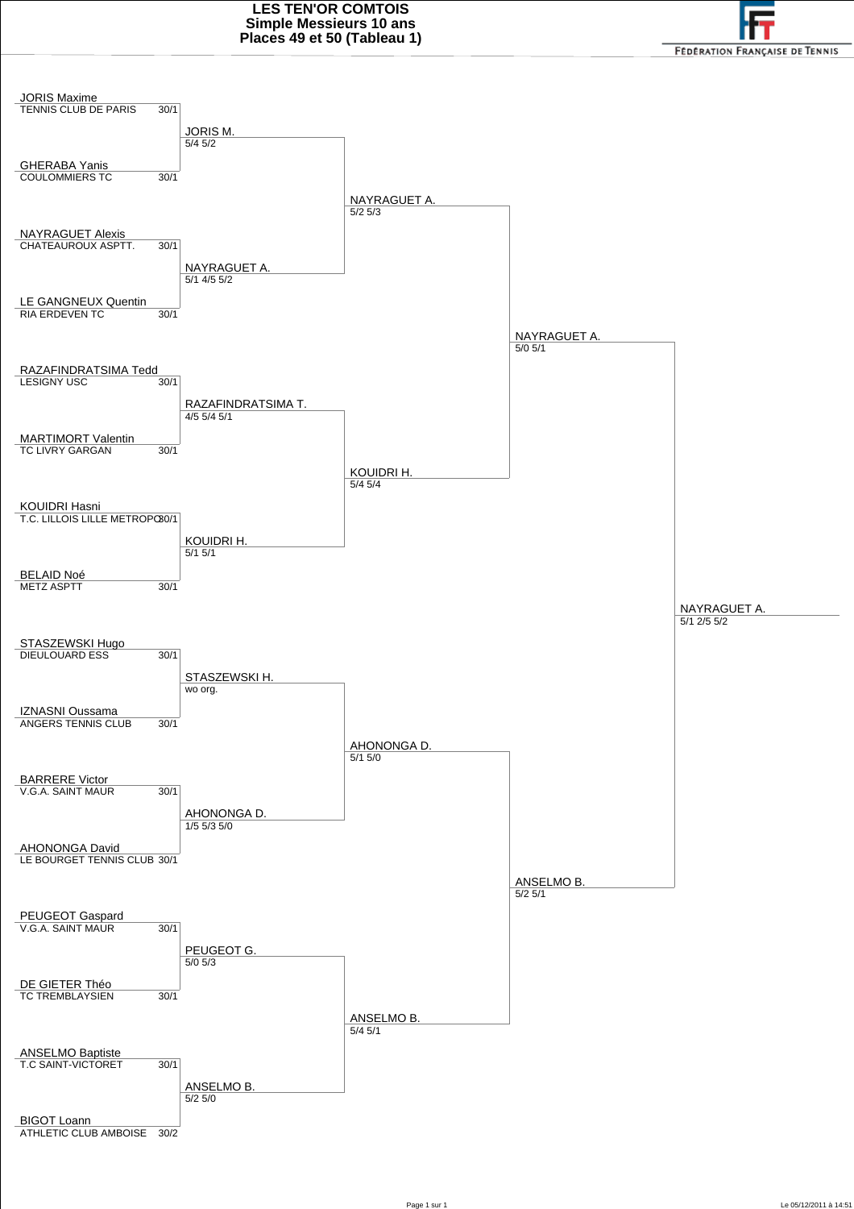# LES TEN'OR COMTOIS
## Simple Messieurs 10 ans
## Places 49 et 50 (Tableau 1)

FÉDÉRATION FRANÇAISE DE TENNIS

### Premier tour

| Joueur | Club | Classement |
|---|---|---|
| JORIS Maxime | TENNIS CLUB DE PARIS | 30/1 |
| GHERABA Yanis | COULOMMIERS TC | 30/1 |
| NAYRAGUET Alexis | CHATEAUROUX ASPTT. | 30/1 |
| LE GANGNEUX Quentin | RIA ERDEVEN TC | 30/1 |
| RAZAFINDRATSIMA Tedd | LESIGNY USC | 30/1 |
| MARTIMORT Valentin | TC LIVRY GARGAN | 30/1 |
| KOUIDRI Hasni | T.C. LILLOIS LILLE METROPO | 30/1 |
| BELAID Noé | METZ ASPTT | 30/1 |
| STASZEWSKI Hugo | DIEULOUARD ESS | 30/1 |
| IZNASNI Oussama | ANGERS TENNIS CLUB | 30/1 |
| BARRERE Victor | V.G.A. SAINT MAUR | 30/1 |
| AHONONGA David | LE BOURGET TENNIS CLUB | 30/1 |
| PEUGEOT Gaspard | V.G.A. SAINT MAUR | 30/1 |
| DE GIETER Théo | TC TREMBLAYSIEN | 30/1 |
| ANSELMO Baptiste | T.C SAINT-VICTORET | 30/1 |
| BIGOT Loann | ATHLETIC CLUB AMBOISE | 30/2 |

### Deuxième tour

| Vainqueur | Score |
|---|---|
| JORIS M. | 5/4 5/2 |
| NAYRAGUET A. | 5/1 4/5 5/2 |
| RAZAFINDRATSIMA T. | 4/5 5/4 5/1 |
| KOUIDRI H. | 5/1 5/1 |
| STASZEWSKI H. | wo org. |
| AHONONGA D. | 1/5 5/3 5/0 |
| PEUGEOT G. | 5/0 5/3 |
| ANSELMO B. | 5/2 5/0 |

### Troisième tour

| Vainqueur | Score |
|---|---|
| NAYRAGUET A. | 5/2 5/3 |
| KOUIDRI H. | 5/4 5/4 |
| AHONONGA D. | 5/1 5/0 |
| ANSELMO B. | 5/4 5/1 |

### Demi-finales

| Vainqueur | Score |
|---|---|
| NAYRAGUET A. | 5/0 5/1 |
| ANSELMO B. | 5/2 5/1 |

### Finale

| Vainqueur | Score |
|---|---|
| NAYRAGUET A. | 5/1 2/5 5/2 |

Le 05/12/2011 à 14:51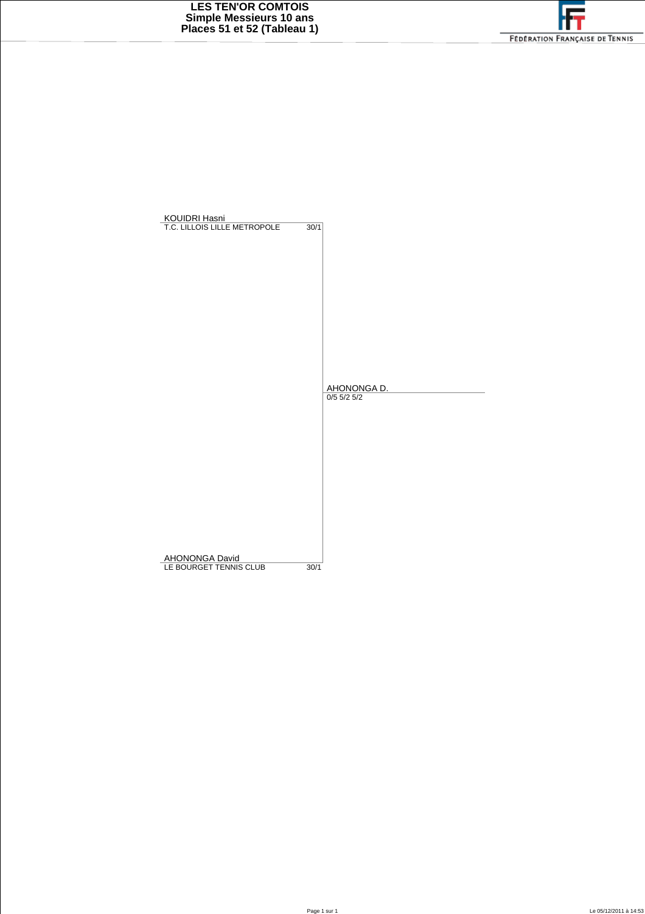# LES TEN'OR COMTOIS
## Simple Messieurs 10 ans
## Places 51 et 52 (Tableau 1)

FÉDÉRATION FRANÇAISE DE TENNIS

KOUIDRI Hasni
T.C. LILLOIS LILLE METROPOLE 30/1

AHONONGA D.
0/5 5/2 5/2

AHONONGA David
LE BOURGET TENNIS CLUB 30/1

Le 05/12/2011 à 14:53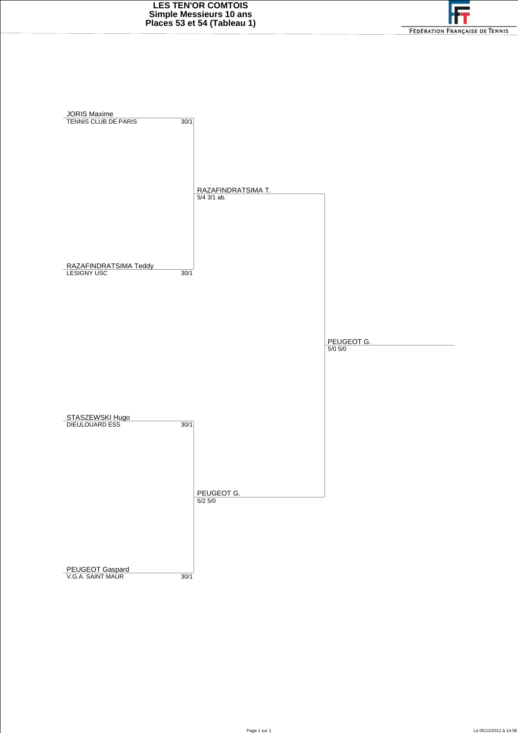# LES TEN'OR COMTOIS
## Simple Messieurs 10 ans
## Places 53 et 54 (Tableau 1)

FÉDÉRATION FRANÇAISE DE TENNIS

| Joueur | Club | Classement | Tour 1 | Finale |
|---|---|---|---|---|
| JORIS Maxime | TENNIS CLUB DE PARIS | 30/1 | RAZAFINDRATSIMA T. 5/4 3/1 ab. | PEUGEOT G. 5/0 5/0 |
| RAZAFINDRATSIMA Teddy | LESIGNY USC | 30/1 | | |
| STASZEWSKI Hugo | DIEULOUARD ESS | 30/1 | PEUGEOT G. 5/2 5/0 | |
| PEUGEOT Gaspard | V.G.A. SAINT MAUR | 30/1 | | |

Le 05/12/2011 à 14:58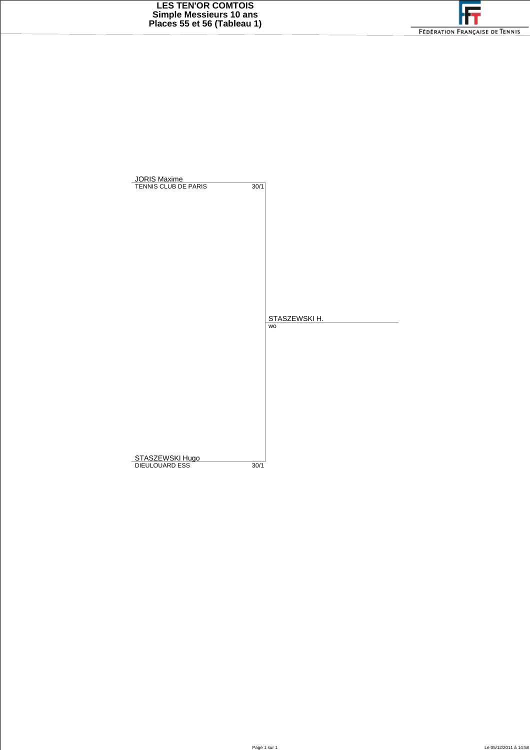# LES TEN'OR COMTOIS
## Simple Messieurs 10 ans
## Places 55 et 56 (Tableau 1)

| Joueur | Club | Classement | Vainqueur |
|---|---|---|---|
| JORIS Maxime | TENNIS CLUB DE PARIS | 30/1 | |
| | | | STASZEWSKI H. |
| | | | wo |
| STASZEWSKI Hugo | DIEULOUARD ESS | 30/1 | |

Le 05/12/2011 à 14:58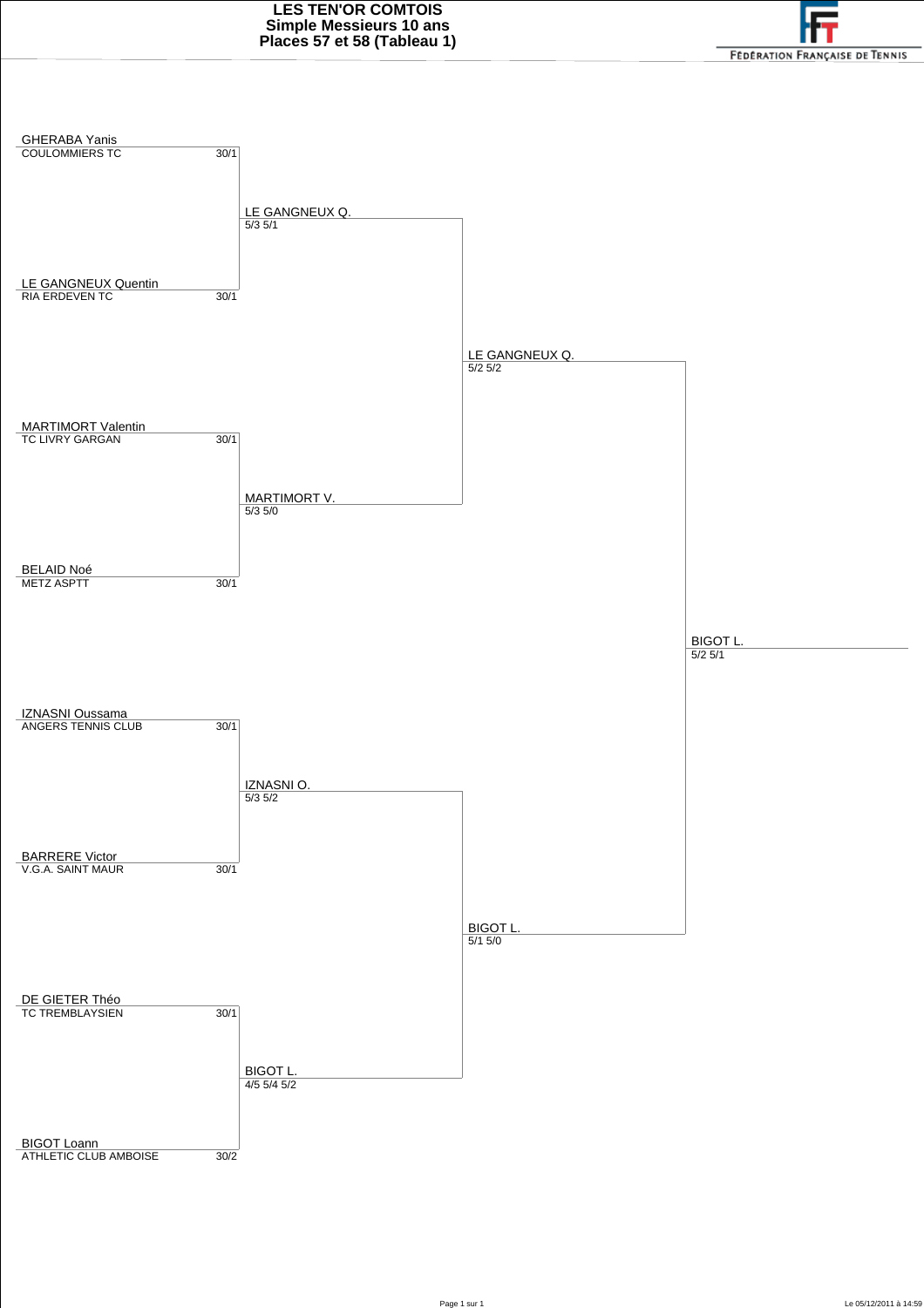# LES TEN'OR COMTOIS
## Simple Messieurs 10 ans
## Places 57 et 58 (Tableau 1)

FÉDÉRATION FRANÇAISE DE TENNIS

### Premier tour

| Joueur | Club | Classement |
|---|---|---|
| GHERABA Yanis | COULOMMIERS TC | 30/1 |
| LE GANGNEUX Quentin | RIA ERDEVEN TC | 30/1 |
| MARTIMORT Valentin | TC LIVRY GARGAN | 30/1 |
| BELAID Noé | METZ ASPTT | 30/1 |
| IZNASNI Oussama | ANGERS TENNIS CLUB | 30/1 |
| BARRERE Victor | V.G.A. SAINT MAUR | 30/1 |
| DE GIETER Théo | TC TREMBLAYSIEN | 30/1 |
| BIGOT Loann | ATHLETIC CLUB AMBOISE | 30/2 |

### Deuxième tour

| Vainqueur | Score |
|---|---|
| LE GANGNEUX Q. | 5/3 5/1 |
| MARTIMORT V. | 5/3 5/0 |
| IZNASNI O. | 5/3 5/2 |
| BIGOT L. | 4/5 5/4 5/2 |

### Troisième tour

| Vainqueur | Score |
|---|---|
| LE GANGNEUX Q. | 5/2 5/2 |
| BIGOT L. | 5/1 5/0 |

### Finale

| Vainqueur | Score |
|---|---|
| BIGOT L. | 5/2 5/1 |

Le 05/12/2011 à 14:59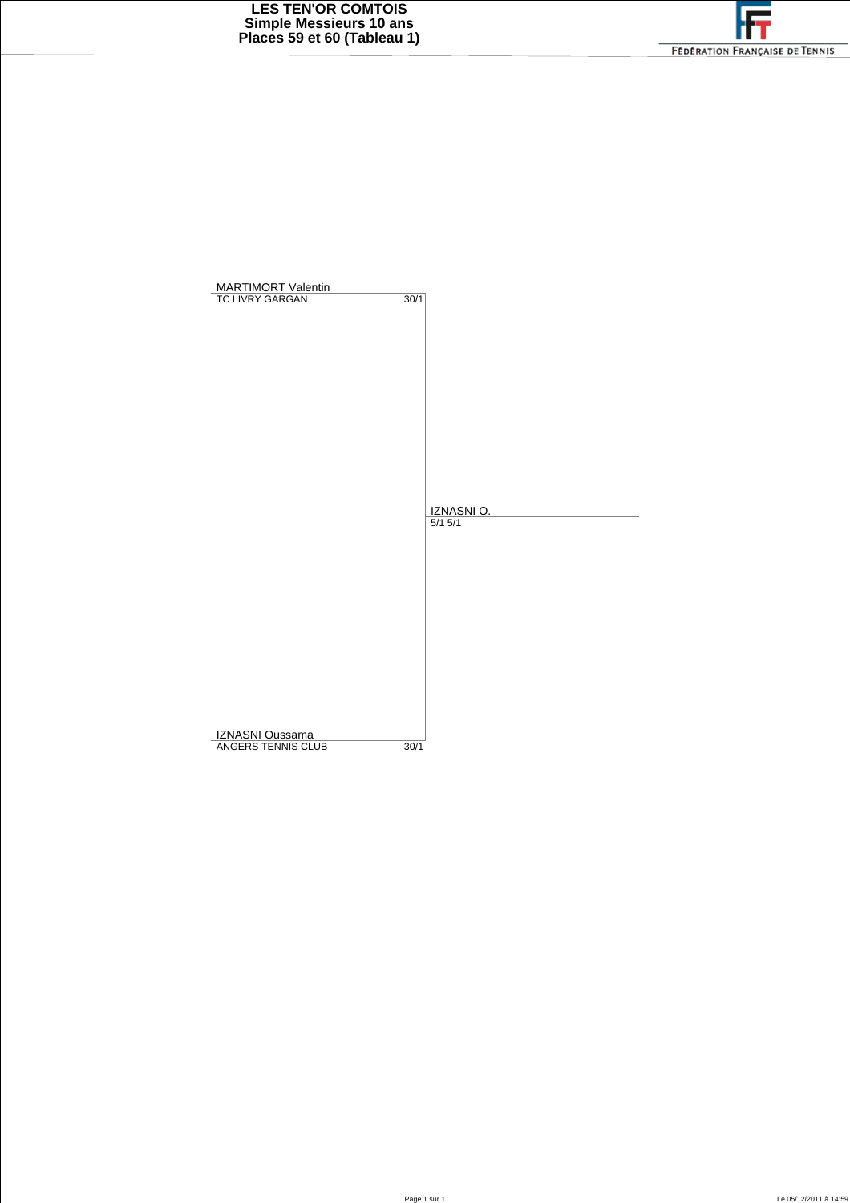# LES TEN'OR COMTOIS
## Simple Messieurs 10 ans
## Places 59 et 60 (Tableau 1)

FÉDÉRATION FRANÇAISE DE TENNIS

| Joueur | Club | Classement | Vainqueur | Score |
|---|---|---|---|---|
| MARTIMORT Valentin | TC LIVRY GARGAN | 30/1 | | |
| IZNASNI Oussama | ANGERS TENNIS CLUB | 30/1 | | |
| | | | IZNASNI O. | 5/1 5/1 |

Le 05/12/2011 à 14:59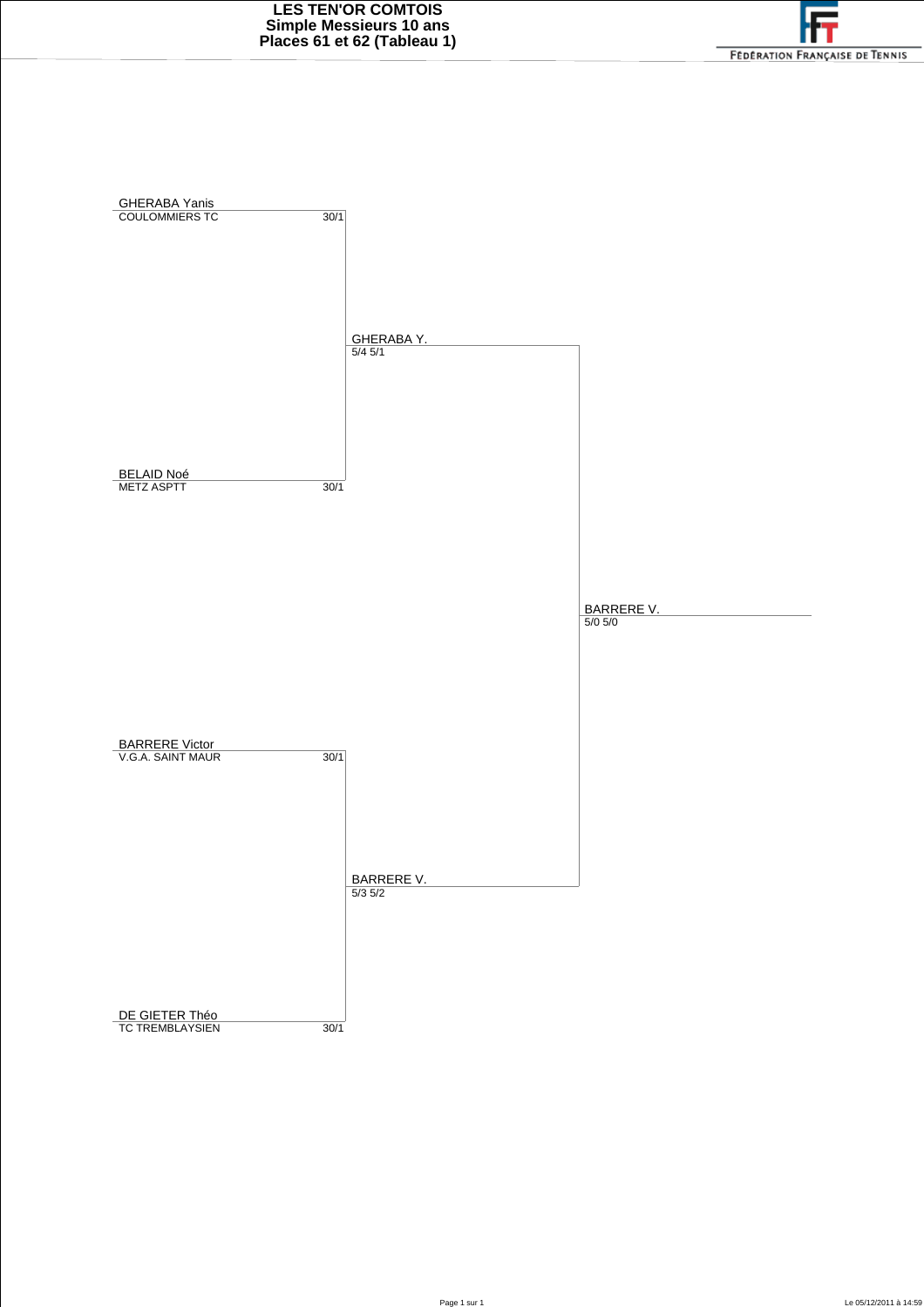# LES TEN'OR COMTOIS
## Simple Messieurs 10 ans
## Places 61 et 62 (Tableau 1)

FÉDÉRATION FRANÇAISE DE TENNIS

| Joueur | Club | Classement | Tour 1 | Finale |
|---|---|---|---|---|
| GHERABA Yanis | COULOMMIERS TC | 30/1 | GHERABA Y. 5/4 5/1 | BARRERE V. 5/0 5/0 |
| BELAID Noé | METZ ASPTT | 30/1 | | |
| BARRERE Victor | V.G.A. SAINT MAUR | 30/1 | BARRERE V. 5/3 5/2 | |
| DE GIETER Théo | TC TREMBLAYSIEN | 30/1 | | |

Le 05/12/2011 à 14:59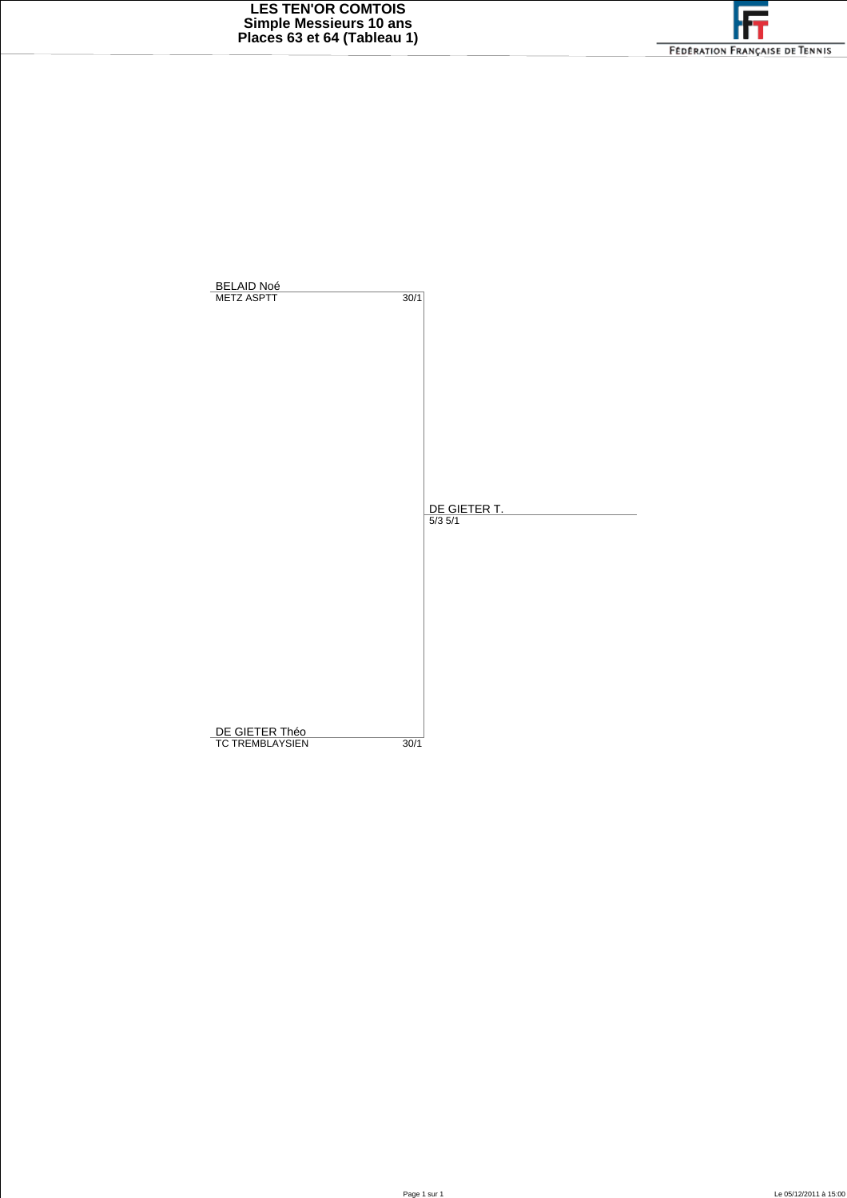# LES TEN'OR COMTOIS
## Simple Messieurs 10 ans
## Places 63 et 64 (Tableau 1)

FÉDÉRATION FRANÇAISE DE TENNIS

BELAID Noé
METZ ASPTT 30/1

DE GIETER T.
5/3 5/1

DE GIETER Théo
TC TREMBLAYSIEN 30/1

Le 05/12/2011 à 15:00